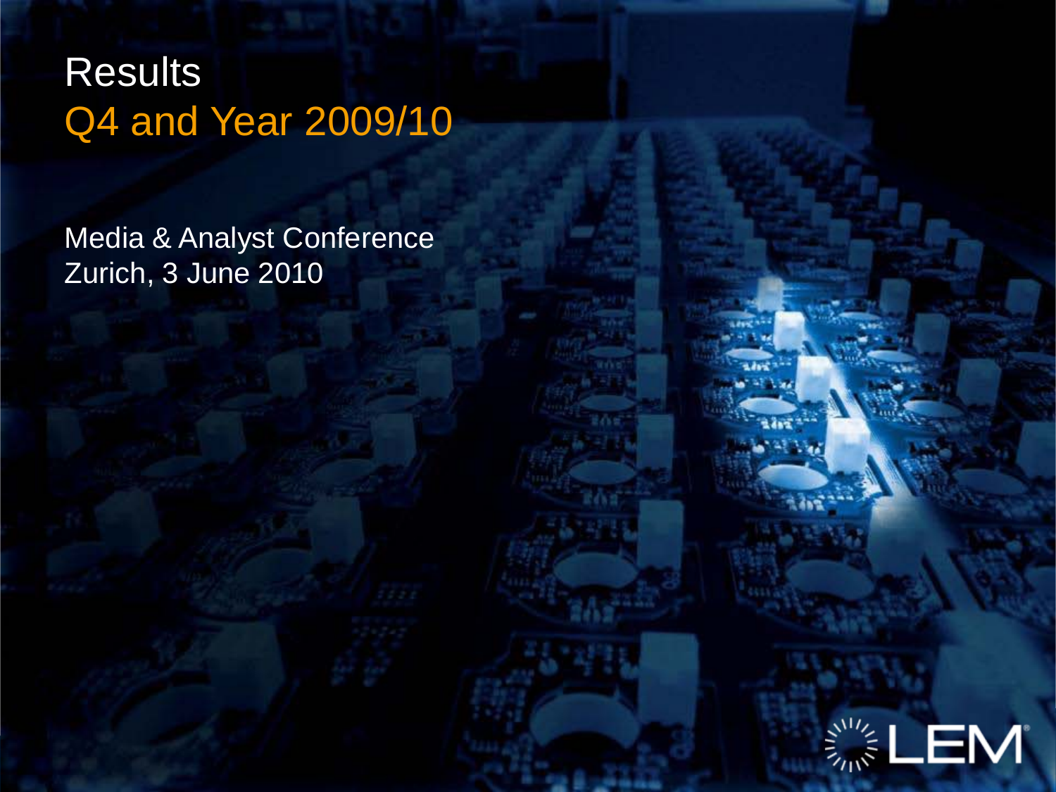# Results
## Q4 and Year 2009/10

Media & Analyst Conference
Zurich, 3 June 2010

LEM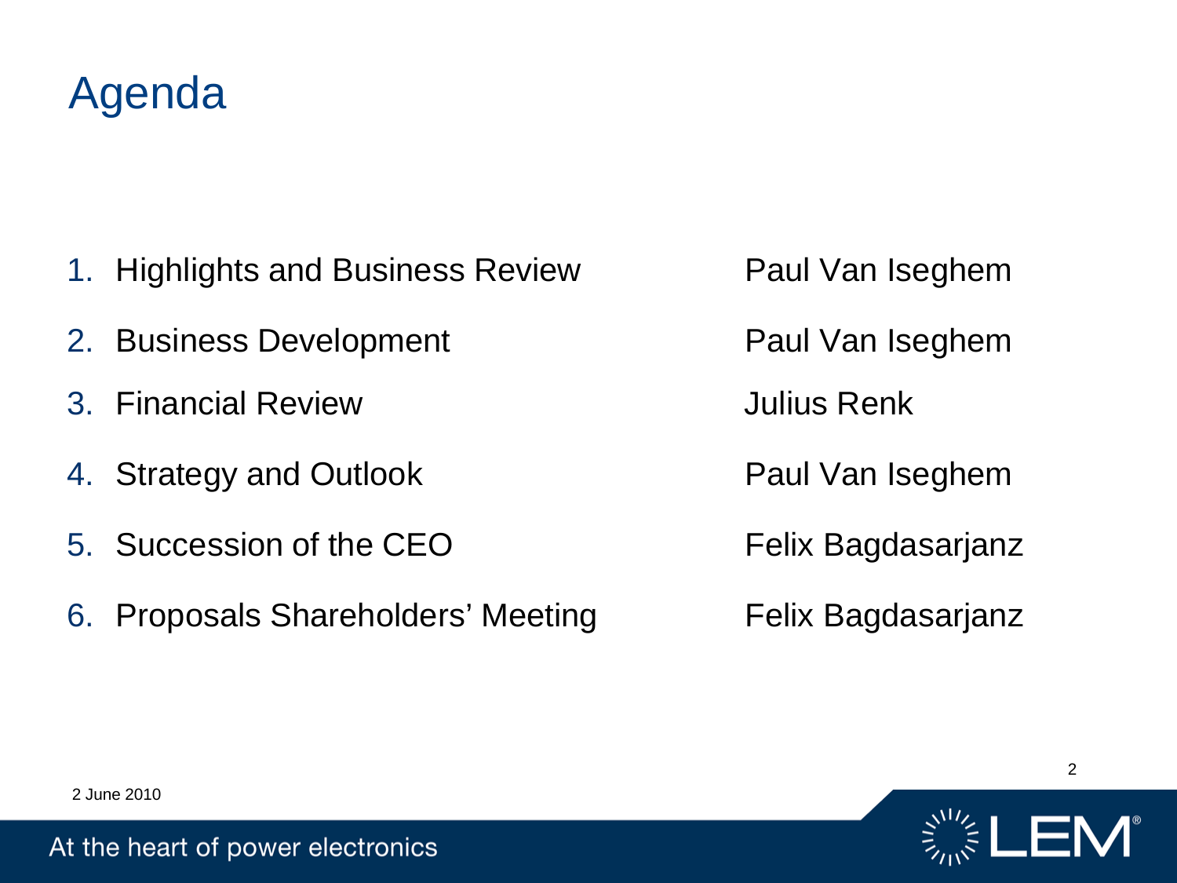# Agenda

| | |
|---|---|
| 1. Highlights and Business Review | Paul Van Iseghem |
| 2. Business Development | Paul Van Iseghem |
| 3. Financial Review | Julius Renk |
| 4. Strategy and Outlook | Paul Van Iseghem |
| 5. Succession of the CEO | Felix Bagdasarjanz |
| 6. Proposals Shareholders' Meeting | Felix Bagdasarjanz |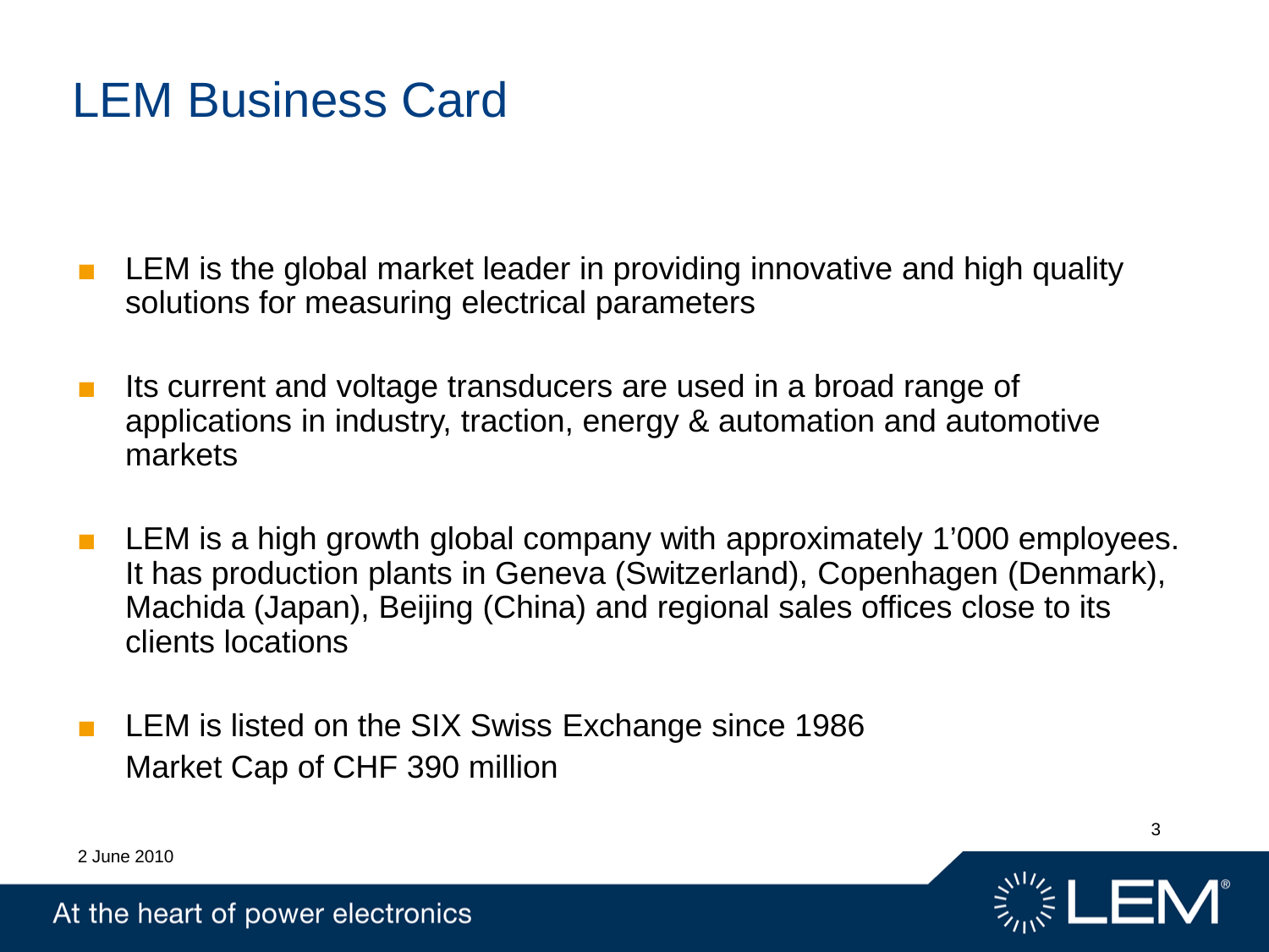# LEM Business Card

- LEM is the global market leader in providing innovative and high quality solutions for measuring electrical parameters
- Its current and voltage transducers are used in a broad range of applications in industry, traction, energy & automation and automotive markets
- LEM is a high growth global company with approximately 1'000 employees. It has production plants in Geneva (Switzerland), Copenhagen (Denmark), Machida (Japan), Beijing (China) and regional sales offices close to its clients locations
- LEM is listed on the SIX Swiss Exchange since 1986
  Market Cap of CHF 390 million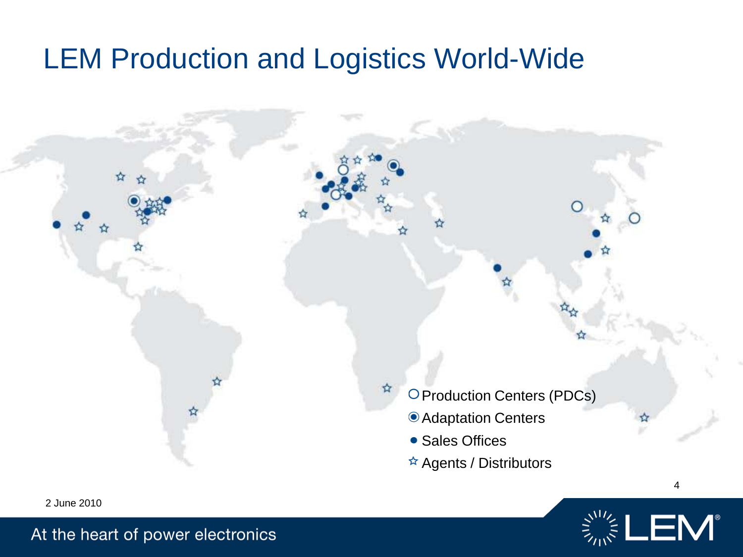# LEM Production and Logistics World-Wide

- Production Centers (PDCs)
- Adaptation Centers
- Sales Offices
- Agents / Distributors

2 June 2010

At the heart of power electronics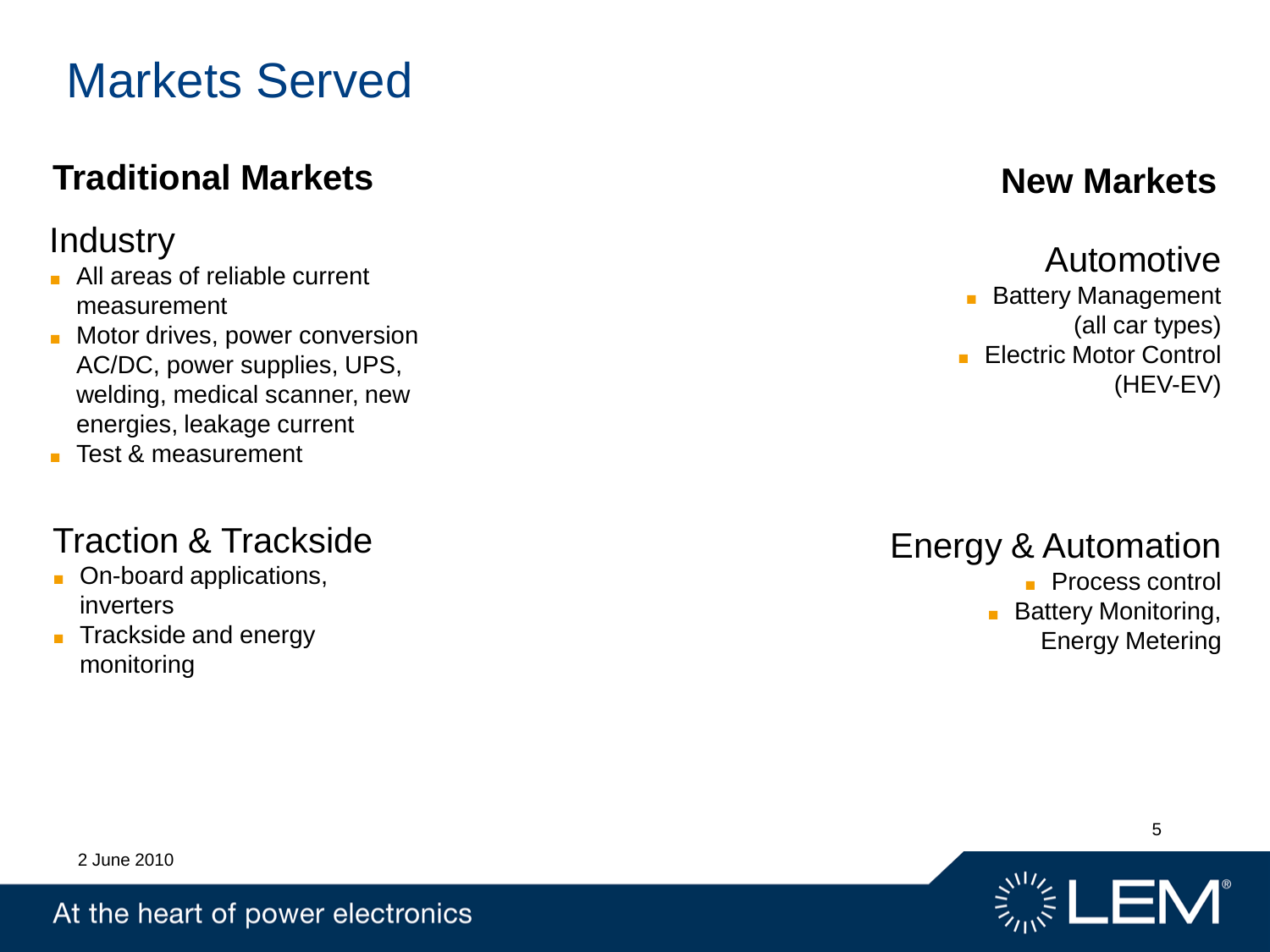# Markets Served

## Traditional Markets

### Industry

- All areas of reliable current measurement
- Motor drives, power conversion AC/DC, power supplies, UPS, welding, medical scanner, new energies, leakage current
- Test & measurement

### Traction & Trackside

- On-board applications, inverters
- Trackside and energy monitoring

## New Markets

### Automotive

- Battery Management (all car types)
- Electric Motor Control (HEV-EV)

### Energy & Automation

- Process control
- Battery Monitoring, Energy Metering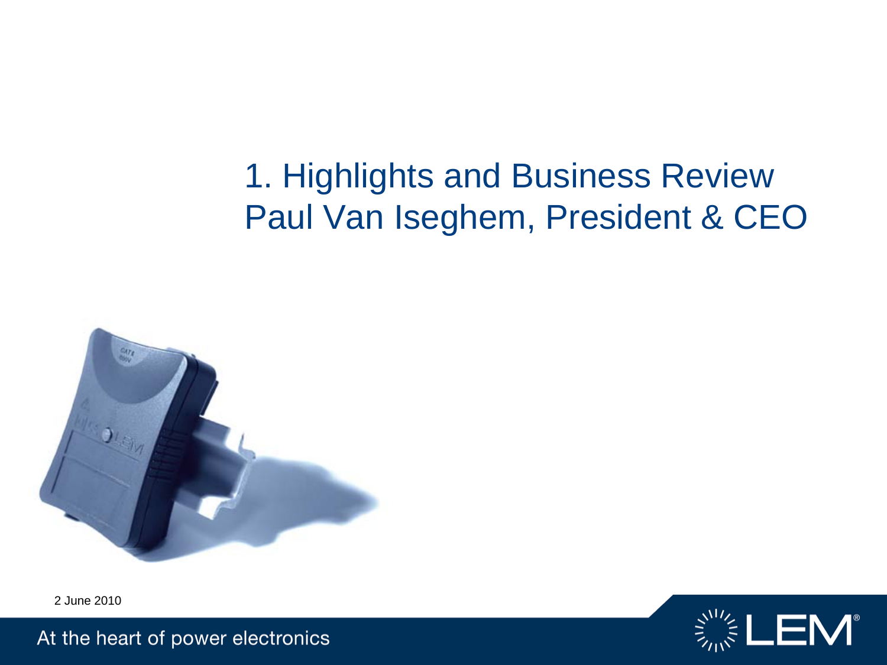# 1. Highlights and Business Review
# Paul Van Iseghem, President & CEO

2 June 2010

At the heart of power electronics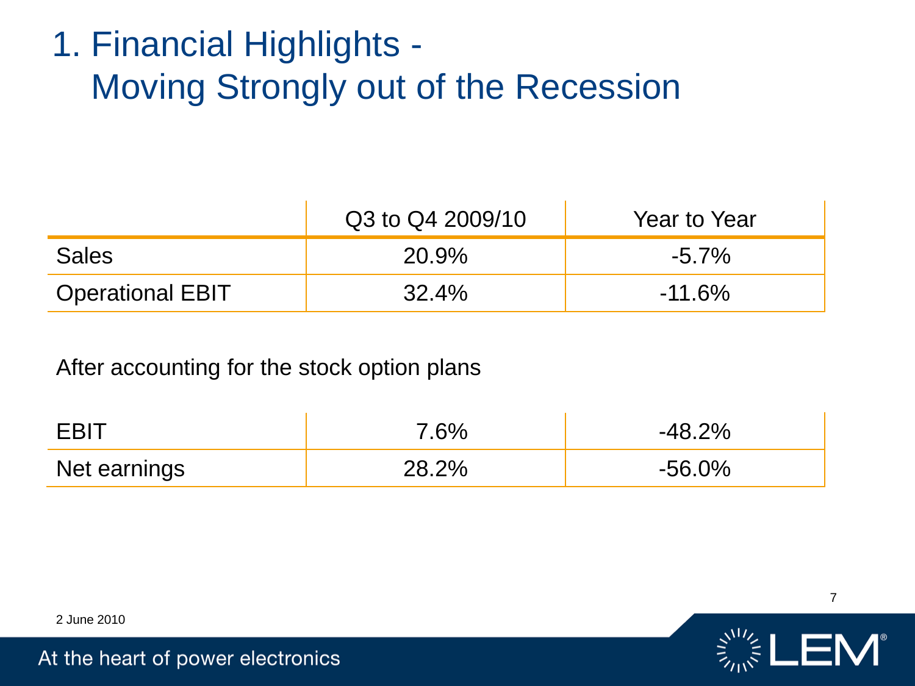# 1. Financial Highlights - Moving Strongly out of the Recession

| | Q3 to Q4 2009/10 | Year to Year |
|---|---|---|
| Sales | 20.9% | -5.7% |
| Operational EBIT | 32.4% | -11.6% |

After accounting for the stock option plans

| | | |
|---|---|---|
| EBIT | 7.6% | -48.2% |
| Net earnings | 28.2% | -56.0% |

2 June 2010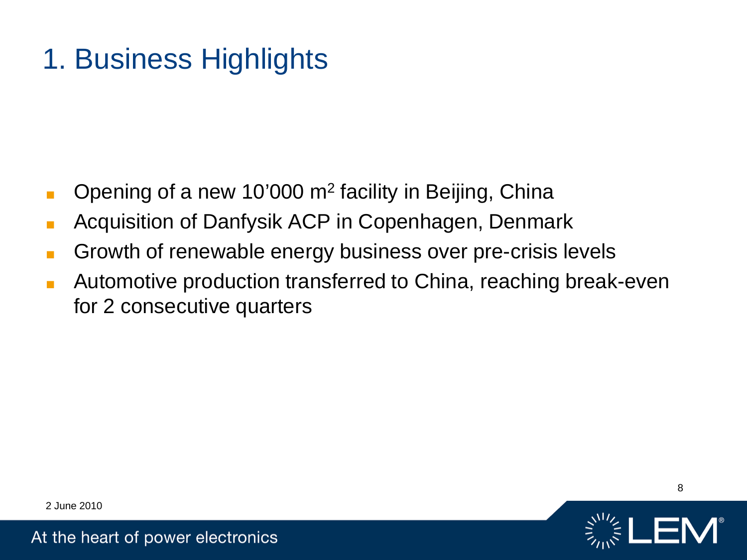# 1. Business Highlights

- Opening of a new 10’000 $m^2$ facility in Beijing, China
- Acquisition of Danfysik ACP in Copenhagen, Denmark
- Growth of renewable energy business over pre-crisis levels
- Automotive production transferred to China, reaching break-even for 2 consecutive quarters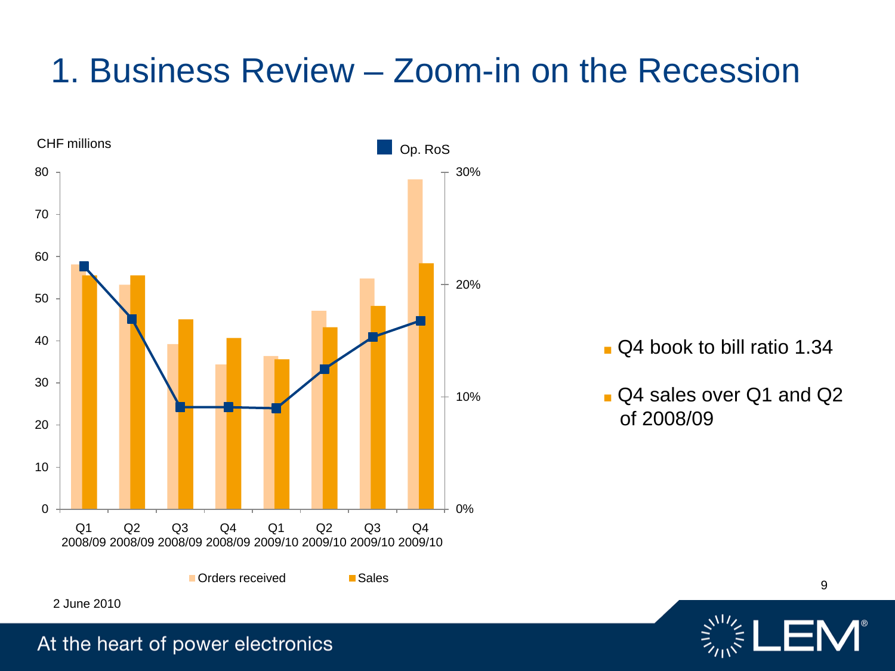# 1. Business Review – Zoom-in on the Recession

CHF millions

Op. RoS

80
70
60
50
40
30
20
10
0

30%
20%
10%
0%

Q1 2008/09 Q2 2008/09 Q3 2008/09 Q4 2008/09 Q1 2009/10 Q2 2009/10 Q3 2009/10 Q4 2009/10

Orders received
Sales

- Q4 book to bill ratio 1.34
- Q4 sales over Q1 and Q2 of 2008/09

2 June 2010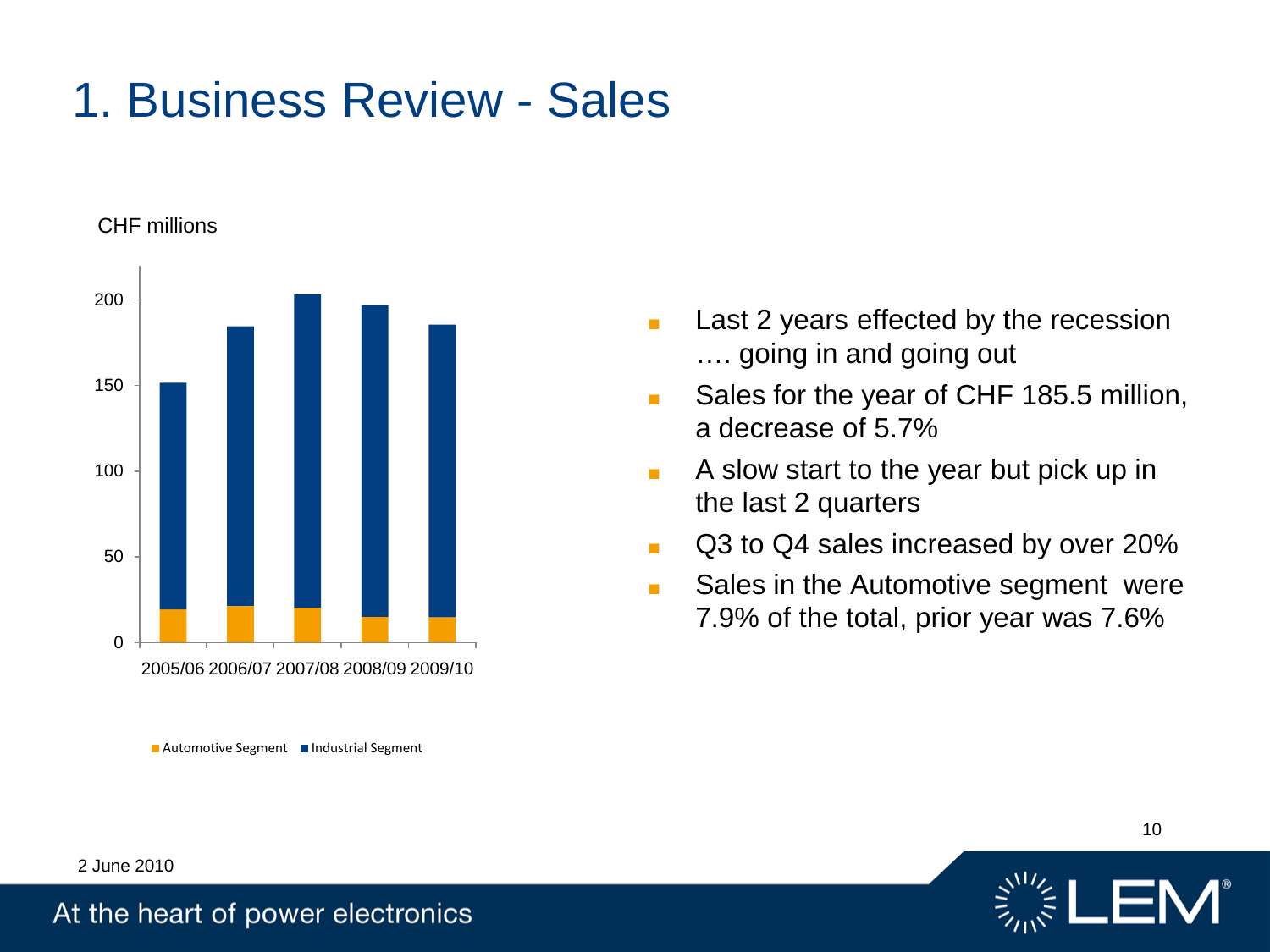# 1. Business Review - Sales

CHF millions

200

150

100

50

0

2005/06 2006/07 2007/08 2008/09 2009/10

Automotive Segment
Industrial Segment

- Last 2 years effected by the recession …. going in and going out
- Sales for the year of CHF 185.5 million, a decrease of 5.7%
- A slow start to the year but pick up in the last 2 quarters
- Q3 to Q4 sales increased by over 20%
- Sales in the Automotive segment were 7.9% of the total, prior year was 7.6%

2 June 2010

At the heart of power electronics

LEM®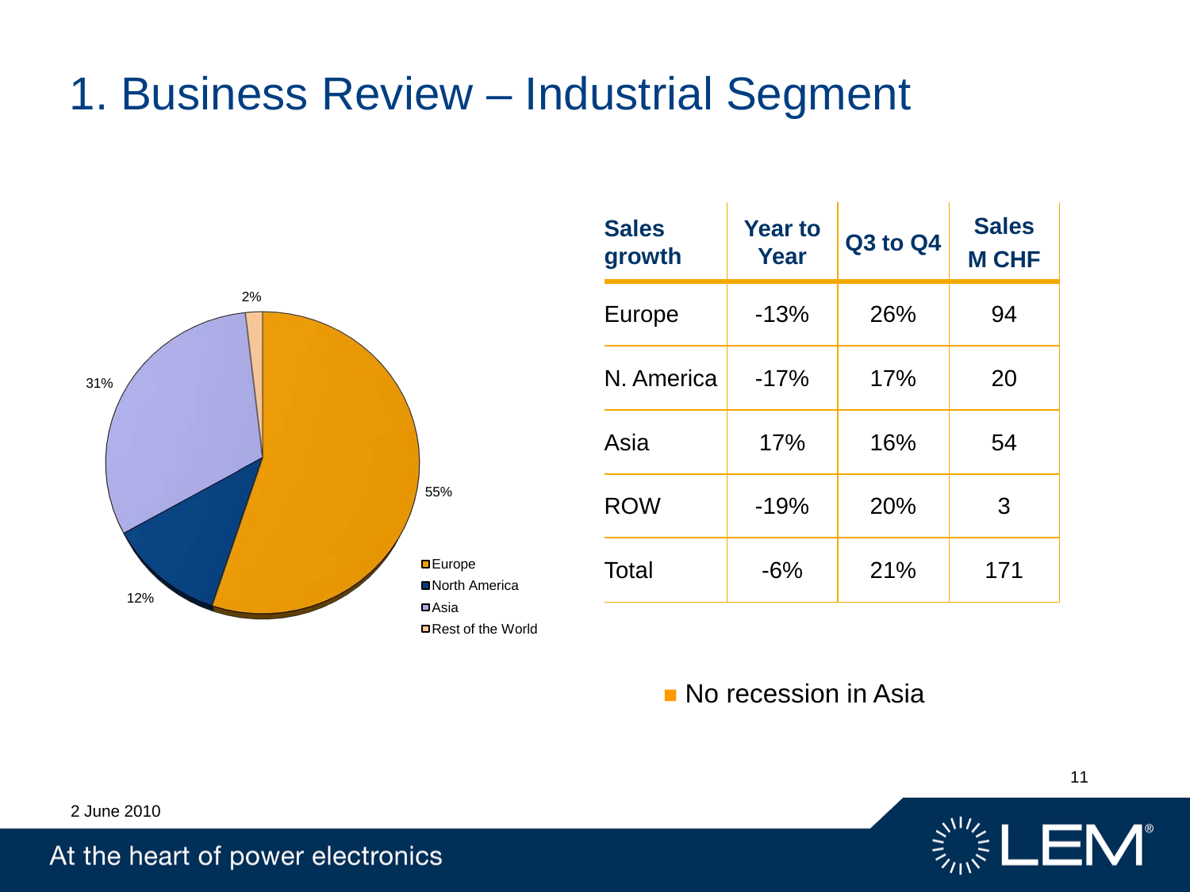# 1. Business Review – Industrial Segment

2%

31%

55%

12%

Europe
North America
Asia
Rest of the World

| Sales growth | Year to Year | Q3 to Q4 | Sales M CHF |
|---|---|---|---|
| Europe | -13% | 26% | 94 |
| N. America | -17% | 17% | 20 |
| Asia | 17% | 16% | 54 |
| ROW | -19% | 20% | 3 |
| Total | -6% | 21% | 171 |

- No recession in Asia

2 June 2010

At the heart of power electronics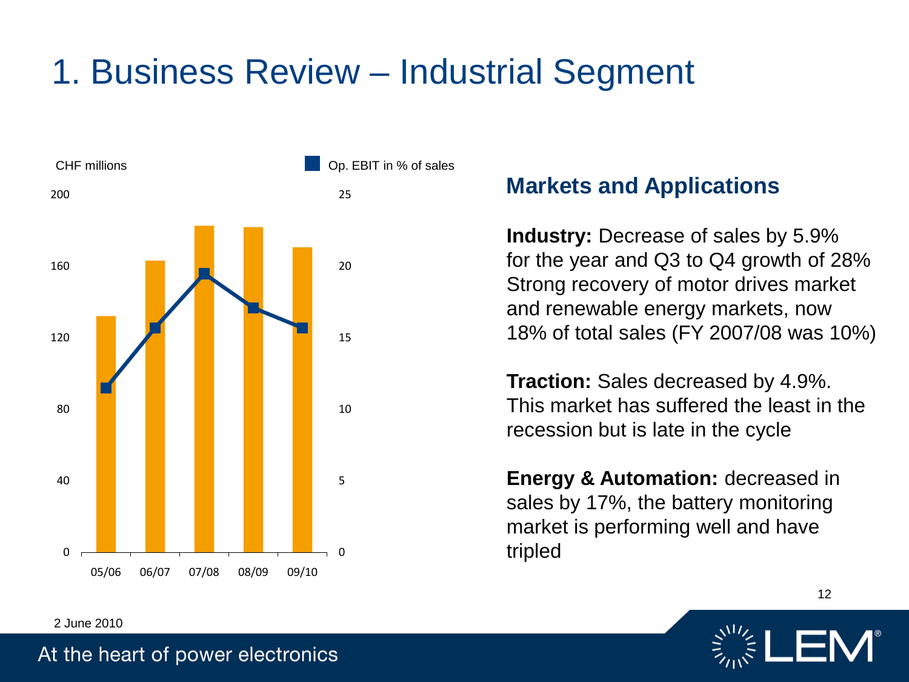# 1. Business Review – Industrial Segment

CHF millions

Op. EBIT in % of sales

200
160
120
80
40
0

25
20
15
10
5
0

05/06
06/07
07/08
08/09
09/10

## Markets and Applications

**Industry:** Decrease of sales by 5.9% for the year and Q3 to Q4 growth of 28% Strong recovery of motor drives market and renewable energy markets, now 18% of total sales (FY 2007/08 was 10%)

**Traction:** Sales decreased by 4.9%. This market has suffered the least in the recession but is late in the cycle

**Energy & Automation:** decreased in sales by 17%, the battery monitoring market is performing well and have tripled

2 June 2010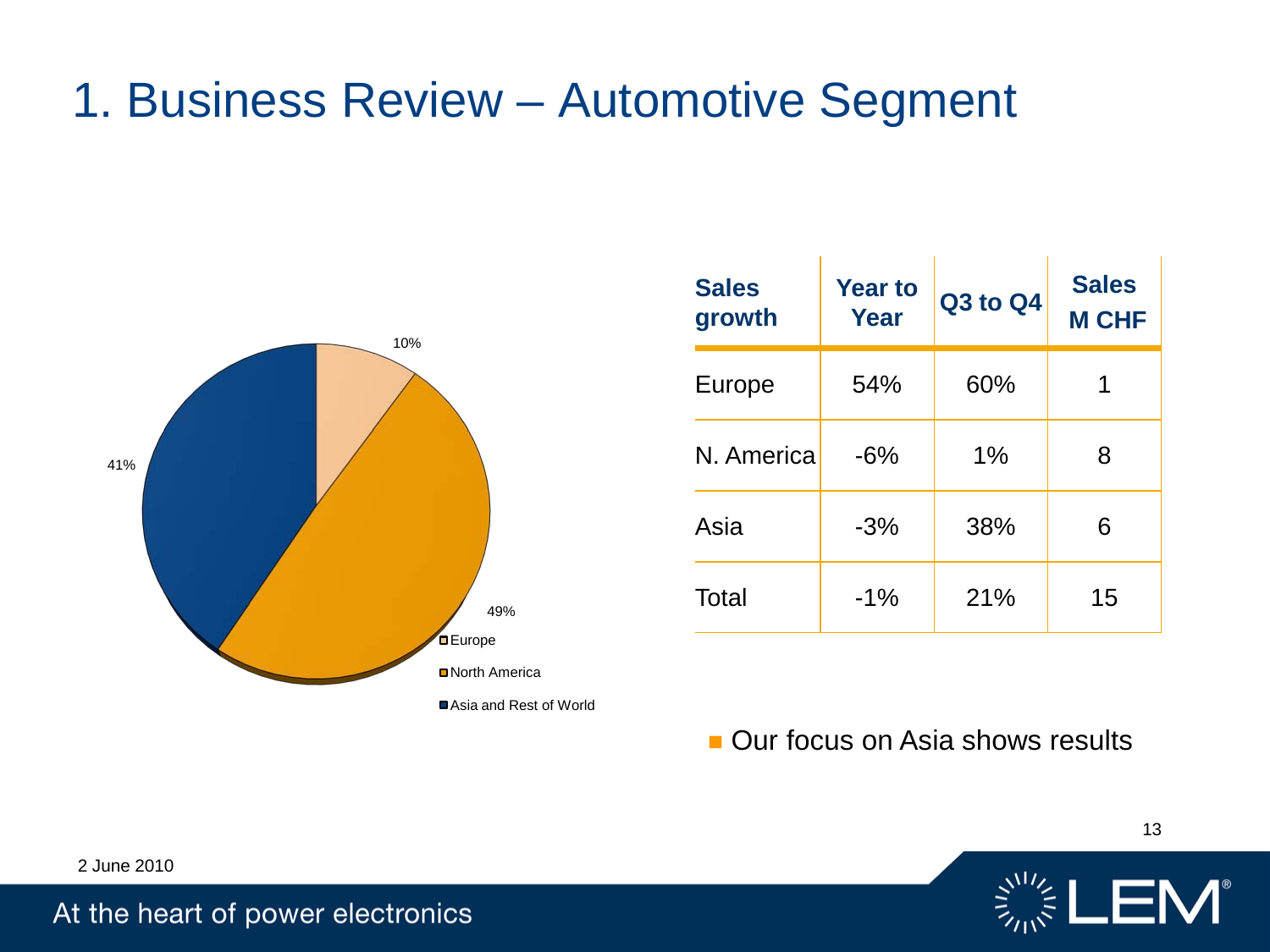# 1. Business Review – Automotive Segment

10%

41%

49%

Europe

North America

Asia and Rest of World

| Sales growth | Year to Year | Q3 to Q4 | Sales M CHF |
|---|---|---|---|
| Europe | 54% | 60% | 1 |
| N. America | -6% | 1% | 8 |
| Asia | -3% | 38% | 6 |
| Total | -1% | 21% | 15 |

- Our focus on Asia shows results

2 June 2010

At the heart of power electronics

LEM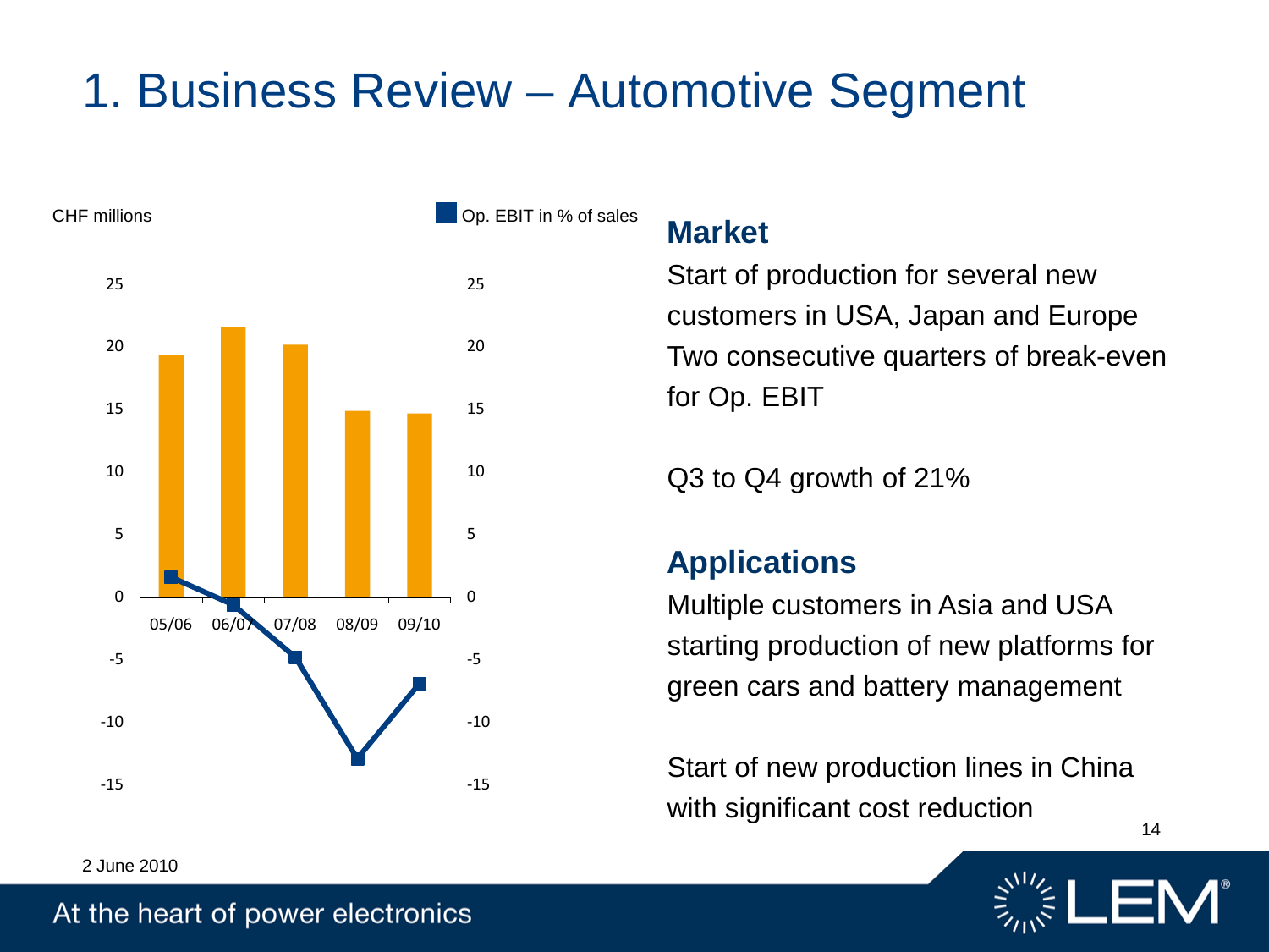# 1. Business Review – Automotive Segment

CHF millions

Op. EBIT in % of sales

25
20
15
10
5
0
-5
-10
-15

05/06
06/07
07/08
08/09
09/10

25
20
15
10
5
0
-5
-10
-15

## Market

Start of production for several new customers in USA, Japan and Europe
Two consecutive quarters of break-even for Op. EBIT

Q3 to Q4 growth of 21%

## Applications

Multiple customers in Asia and USA starting production of new platforms for green cars and battery management

Start of new production lines in China with significant cost reduction

2 June 2010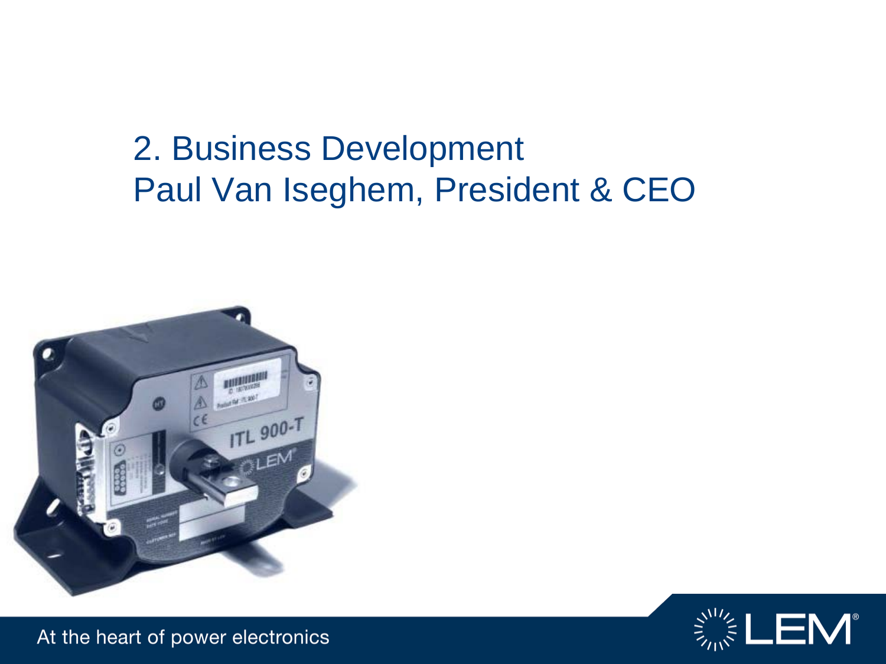# 2. Business Development
# Paul Van Iseghem, President & CEO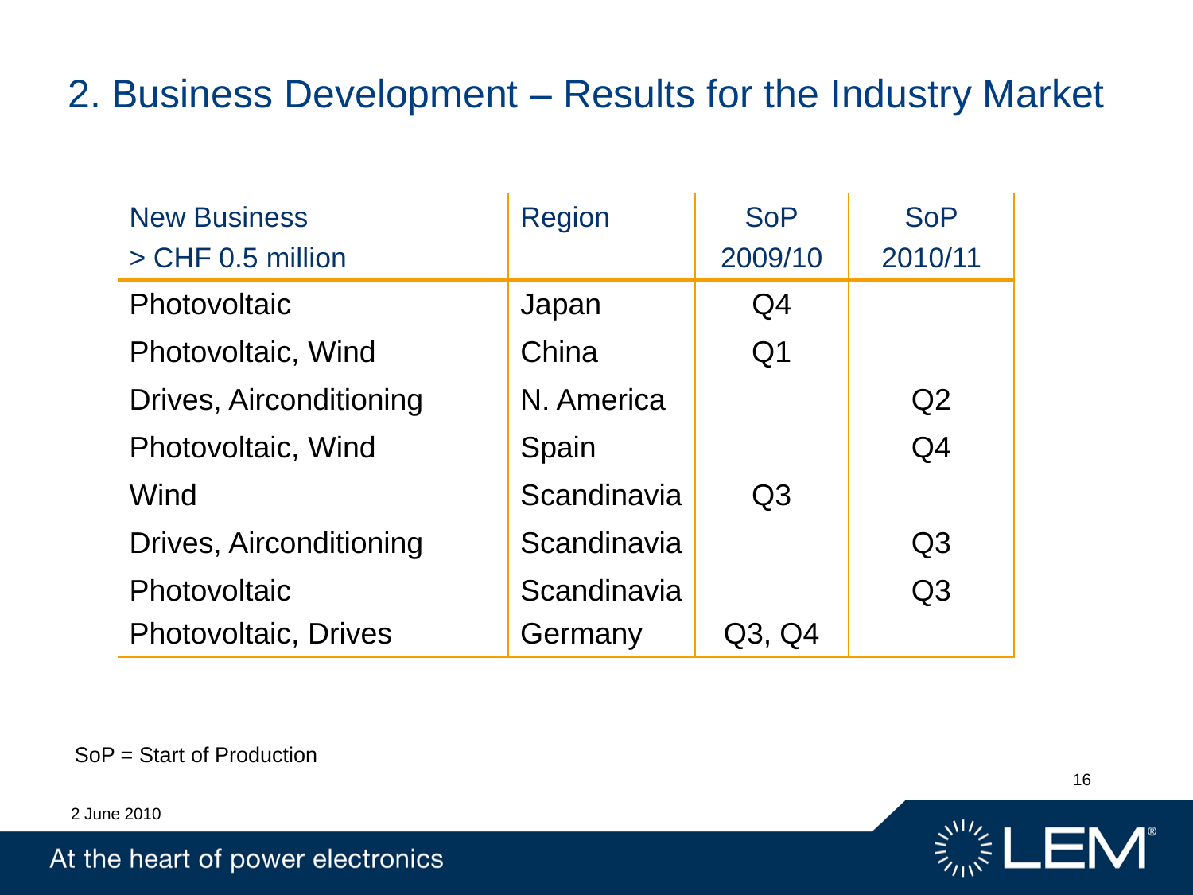## 2. Business Development – Results for the Industry Market

| New Business > CHF 0.5 million | Region | SoP 2009/10 | SoP 2010/11 |
|---|---|---|---|
| Photovoltaic | Japan | Q4 | |
| Photovoltaic, Wind | China | Q1 | |
| Drives, Airconditioning | N. America | | Q2 |
| Photovoltaic, Wind | Spain | | Q4 |
| Wind | Scandinavia | Q3 | |
| Drives, Airconditioning | Scandinavia | | Q3 |
| Photovoltaic | Scandinavia | | Q3 |
| Photovoltaic, Drives | Germany | Q3, Q4 | |

SoP = Start of Production

2 June 2010

At the heart of power electronics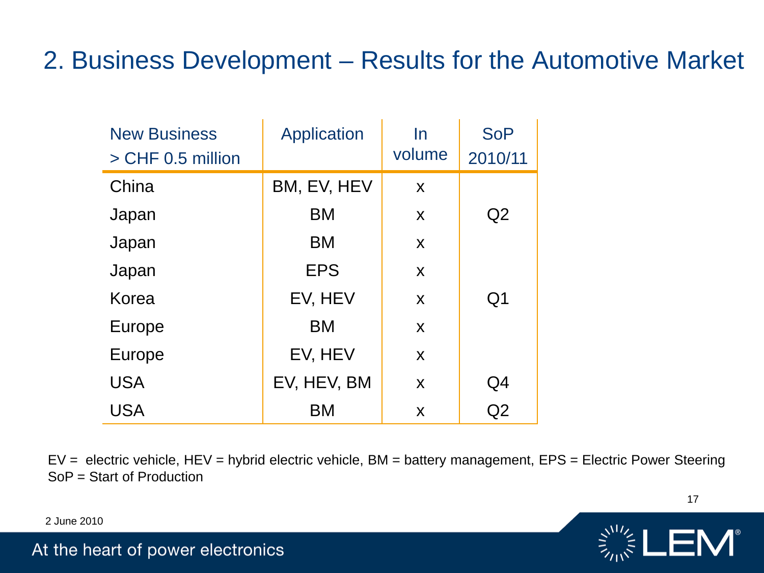# 2. Business Development – Results for the Automotive Market

| New Business > CHF 0.5 million | Application | In volume | SoP 2010/11 |
|---|---|---|---|
| China | BM, EV, HEV | x | |
| Japan | BM | x | Q2 |
| Japan | BM | x | |
| Japan | EPS | x | |
| Korea | EV, HEV | x | Q1 |
| Europe | BM | x | |
| Europe | EV, HEV | x | |
| USA | EV, HEV, BM | x | Q4 |
| USA | BM | x | Q2 |

EV = electric vehicle, HEV = hybrid electric vehicle, BM = battery management, EPS = Electric Power Steering
SoP = Start of Production

2 June 2010

At the heart of power electronics

LEM®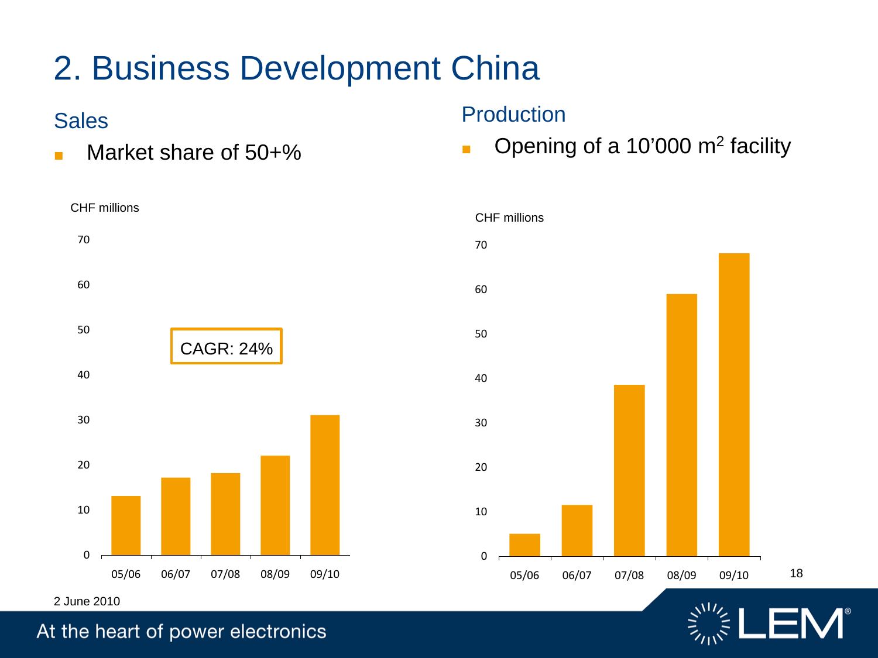# 2. Business Development China

## Sales

- Market share of 50+%

CHF millions

70
60
50
40
30
20
10
0

CAGR: 24%

05/06 06/07 07/08 08/09 09/10

## Production

- Opening of a 10'000 $m^2$ facility

CHF millions

70
60
50
40
30
20
10
0

05/06 06/07 07/08 08/09 09/10

2 June 2010

At the heart of power electronics

LEM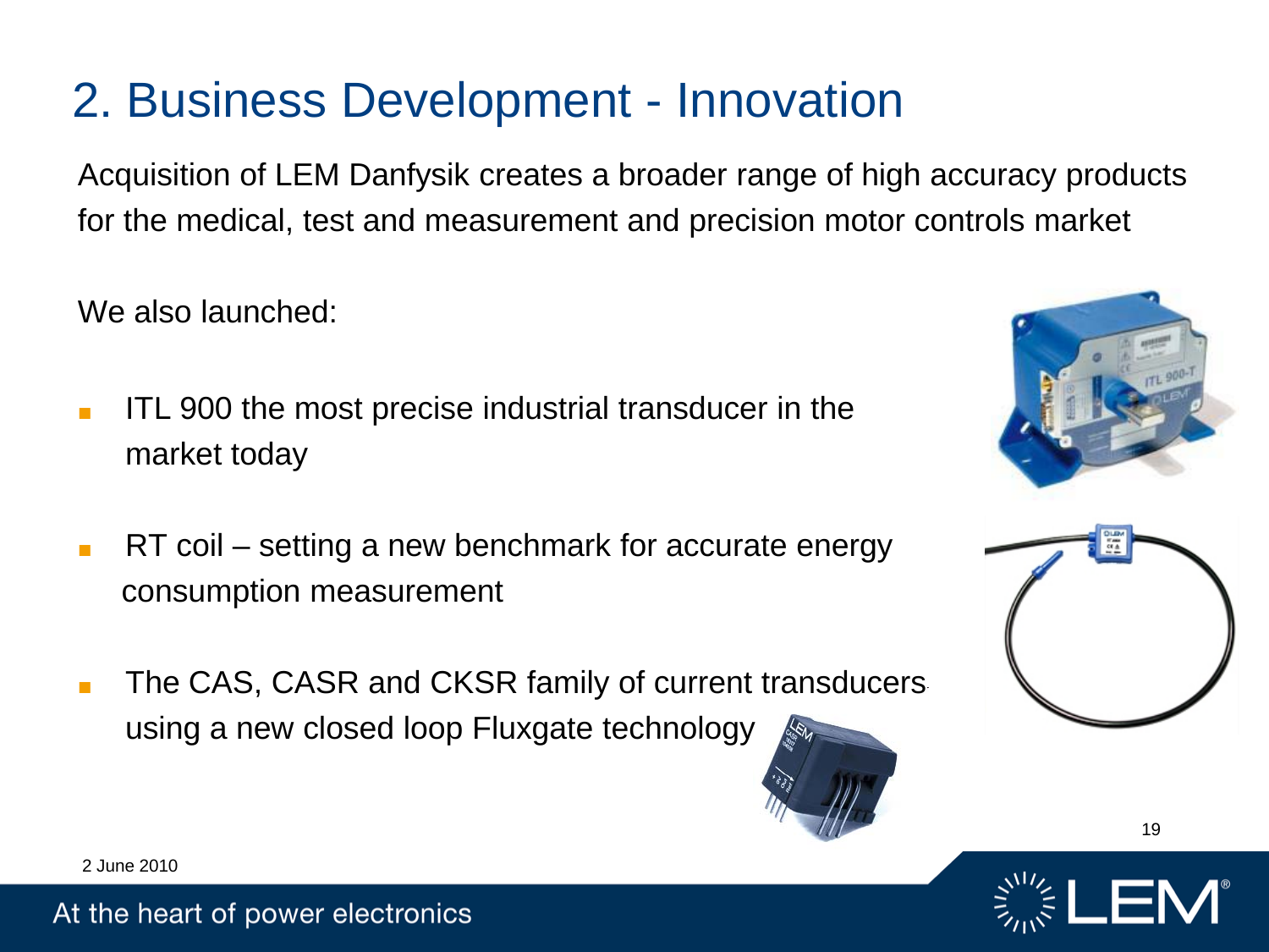# 2. Business Development - Innovation

Acquisition of LEM Danfysik creates a broader range of high accuracy products for the medical, test and measurement and precision motor controls market

We also launched:

- ITL 900 the most precise industrial transducer in the market today
- RT coil – setting a new benchmark for accurate energy consumption measurement
- The CAS, CASR and CKSR family of current transducers using a new closed loop Fluxgate technology

2 June 2010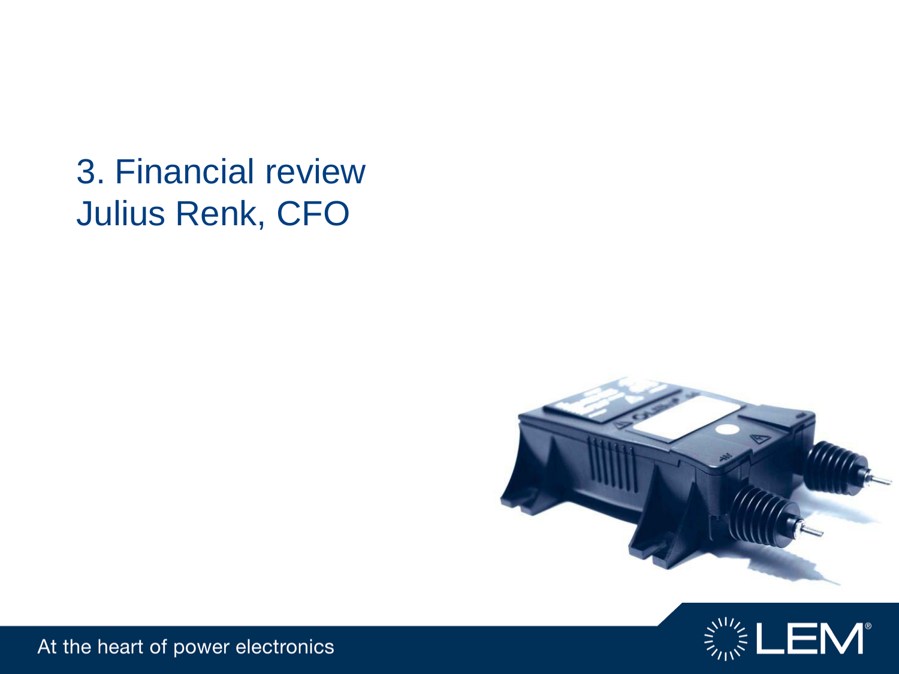# 3. Financial review
Julius Renk, CFO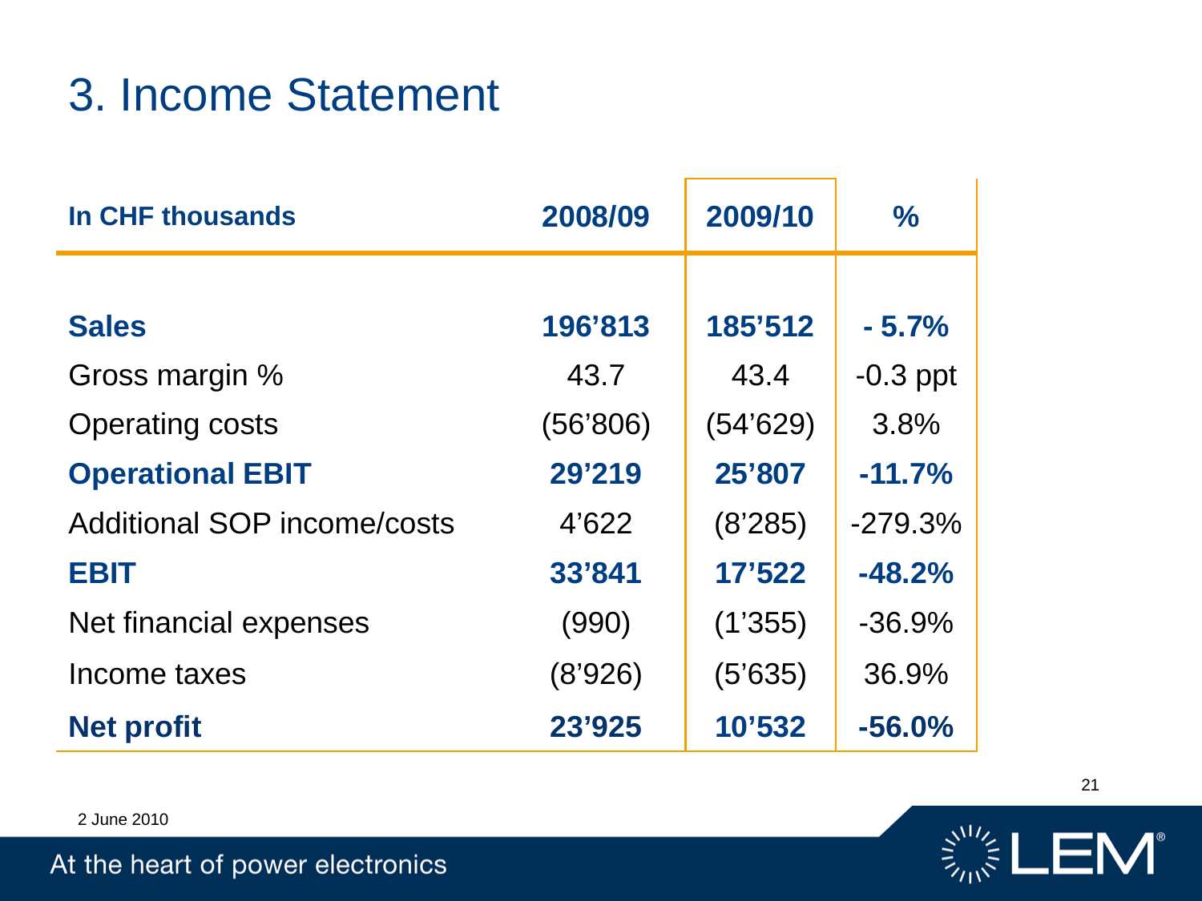# 3. Income Statement

| In CHF thousands | 2008/09 | 2009/10 | % |
|---|---|---|---|
| **Sales** | **196’813** | **185’512** | **- 5.7%** |
| Gross margin % | 43.7 | 43.4 | -0.3 ppt |
| Operating costs | (56’806) | (54’629) | 3.8% |
| **Operational EBIT** | **29’219** | **25’807** | **-11.7%** |
| Additional SOP income/costs | 4’622 | (8’285) | -279.3% |
| **EBIT** | **33’841** | **17’522** | **-48.2%** |
| Net financial expenses | (990) | (1’355) | -36.9% |
| Income taxes | (8’926) | (5’635) | 36.9% |
| **Net profit** | **23’925** | **10’532** | **-56.0%** |

2 June 2010

At the heart of power electronics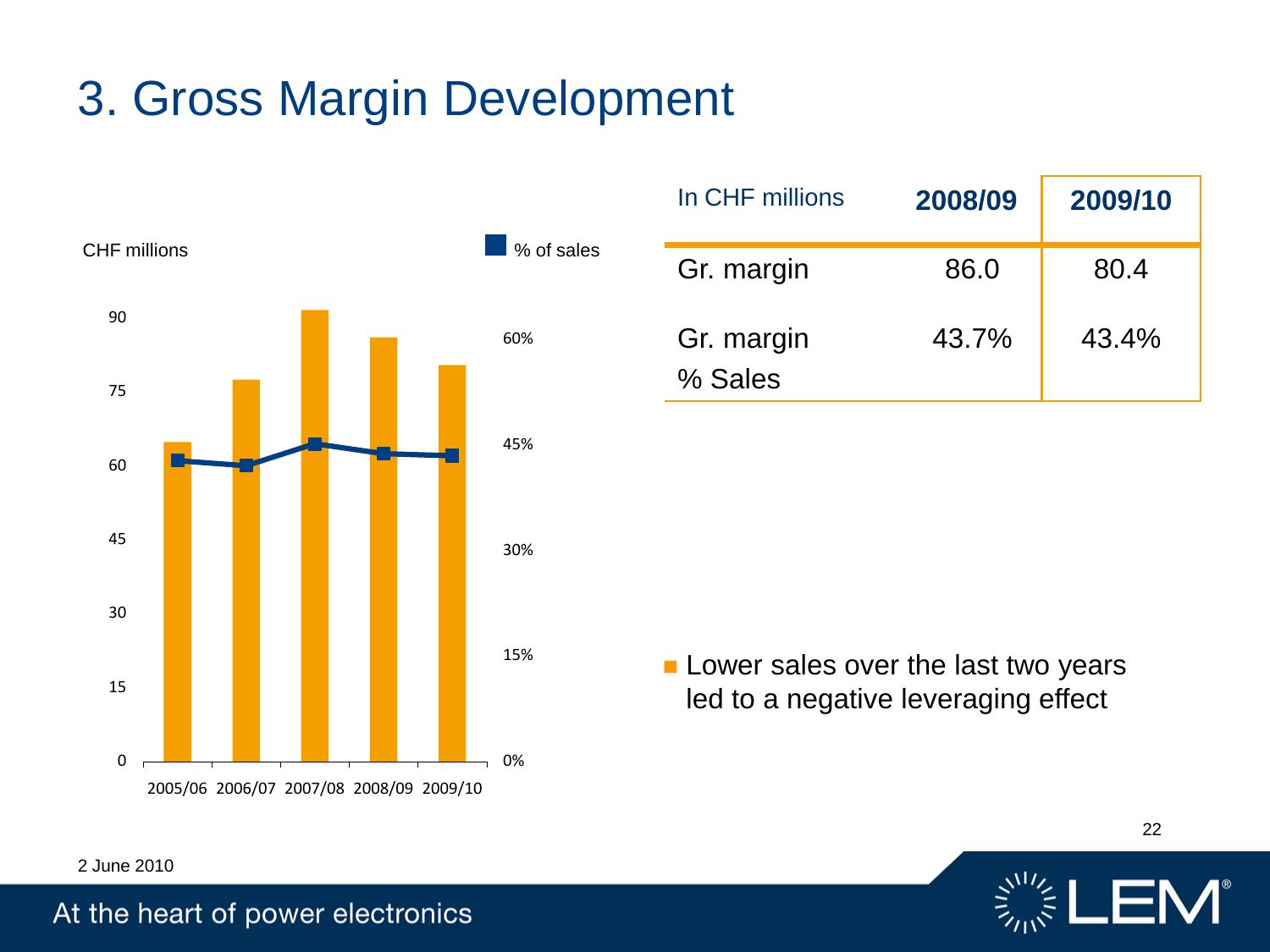# 3. Gross Margin Development

CHF millions

% of sales

2005/06 2006/07 2007/08 2008/09 2009/10

| In CHF millions | 2008/09 | 2009/10 |
| --- | --- | --- |
| Gr. margin | 86.0 | 80.4 |
| Gr. margin % Sales | 43.7% | 43.4% |

- Lower sales over the last two years led to a negative leveraging effect

2 June 2010

At the heart of power electronics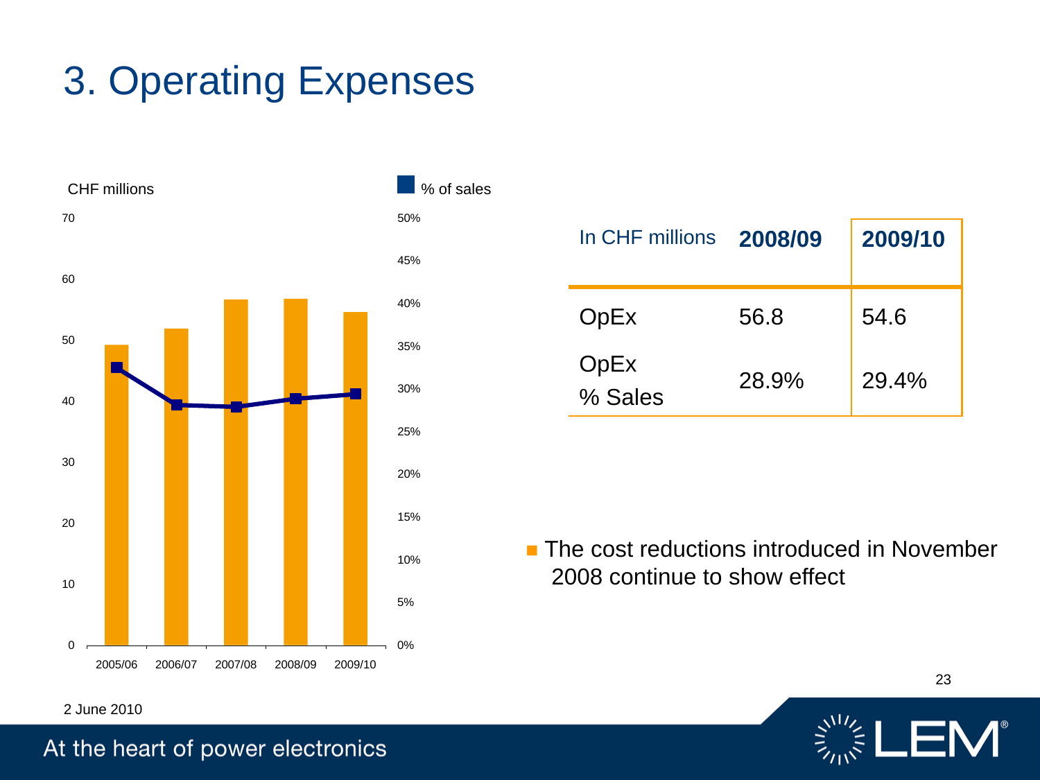# 3. Operating Expenses

CHF millions

% of sales

70
60
50
40
30
20
10
0

50%
45%
40%
35%
30%
25%
20%
15%
10%
5%
0%

2005/06
2006/07
2007/08
2008/09
2009/10

| In CHF millions | 2008/09 | 2009/10 |
| --- | --- | --- |
| OpEx | 56.8 | 54.6 |
| OpEx % Sales | 28.9% | 29.4% |

- The cost reductions introduced in November 2008 continue to show effect

2 June 2010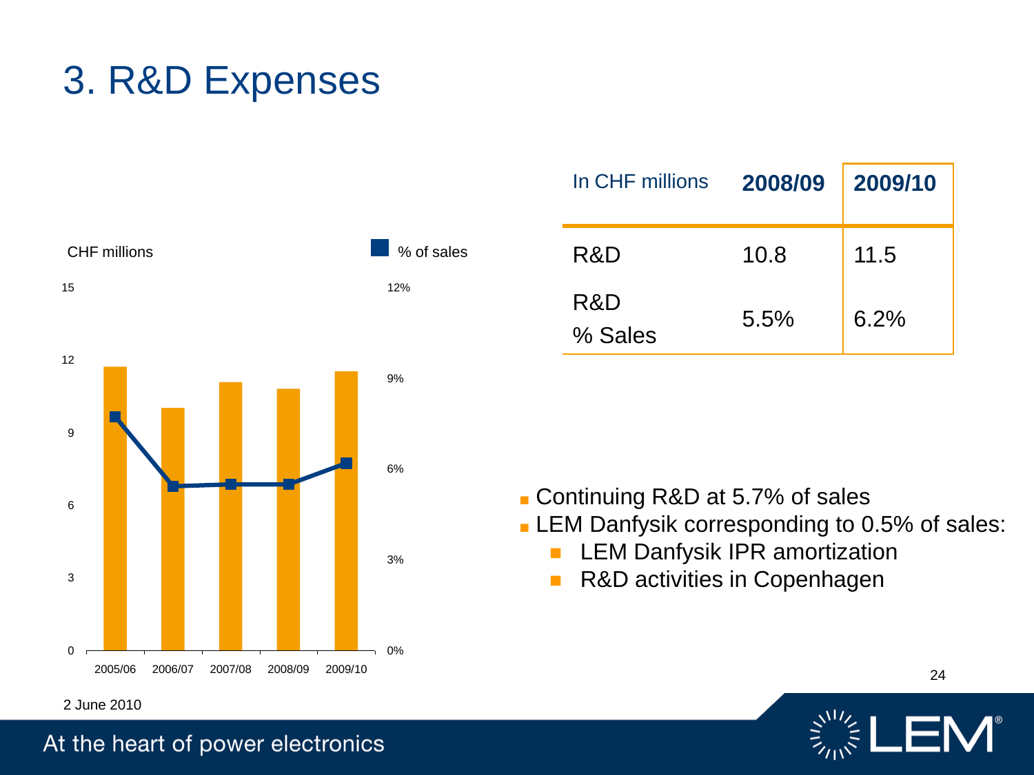# 3. R&D Expenses

| In CHF millions | 2008/09 | 2009/10 |
| --- | --- | --- |
| R&D | 10.8 | 11.5 |
| R&D % Sales | 5.5% | 6.2% |

- Continuing R&D at 5.7% of sales
- LEM Danfysik corresponding to 0.5% of sales:
  - LEM Danfysik IPR amortization
  - R&D activities in Copenhagen

2 June 2010

At the heart of power electronics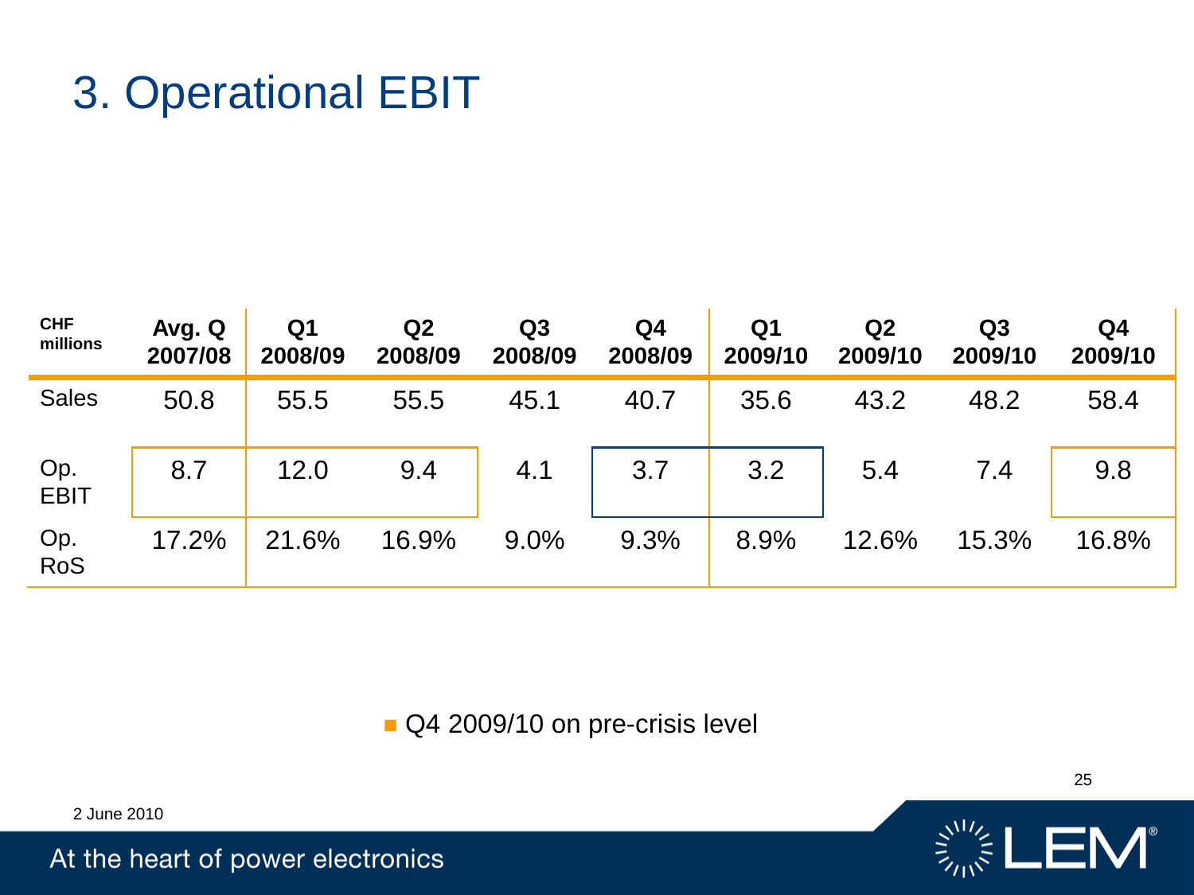# 3. Operational EBIT

| CHF millions | Avg. Q 2007/08 | Q1 2008/09 | Q2 2008/09 | Q3 2008/09 | Q4 2008/09 | Q1 2009/10 | Q2 2009/10 | Q3 2009/10 | Q4 2009/10 |
|---|---|---|---|---|---|---|---|---|---|
| Sales | 50.8 | 55.5 | 55.5 | 45.1 | 40.7 | 35.6 | 43.2 | 48.2 | 58.4 |
| Op. EBIT | 8.7 | 12.0 | 9.4 | 4.1 | 3.7 | 3.2 | 5.4 | 7.4 | 9.8 |
| Op. RoS | 17.2% | 21.6% | 16.9% | 9.0% | 9.3% | 8.9% | 12.6% | 15.3% | 16.8% |

- Q4 2009/10 on pre-crisis level

2 June 2010

At the heart of power electronics

LEM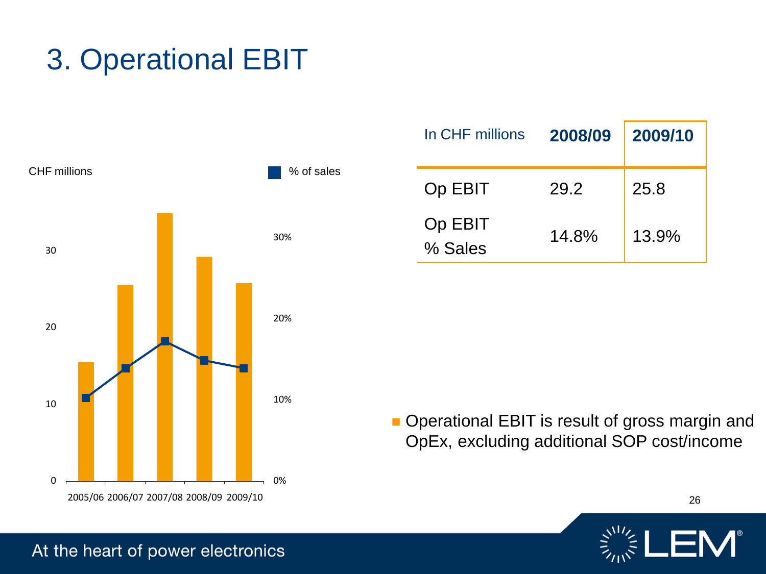# 3. Operational EBIT

CHF millions

% of sales

30

20

10

0

30%

20%

10%

0%

2005/06 2006/07 2007/08 2008/09 2009/10

| In CHF millions | 2008/09 | 2009/10 |
|---|---|---|
| Op EBIT | 29.2 | 25.8 |
| Op EBIT % Sales | 14.8% | 13.9% |

- Operational EBIT is result of gross margin and OpEx, excluding additional SOP cost/income

At the heart of power electronics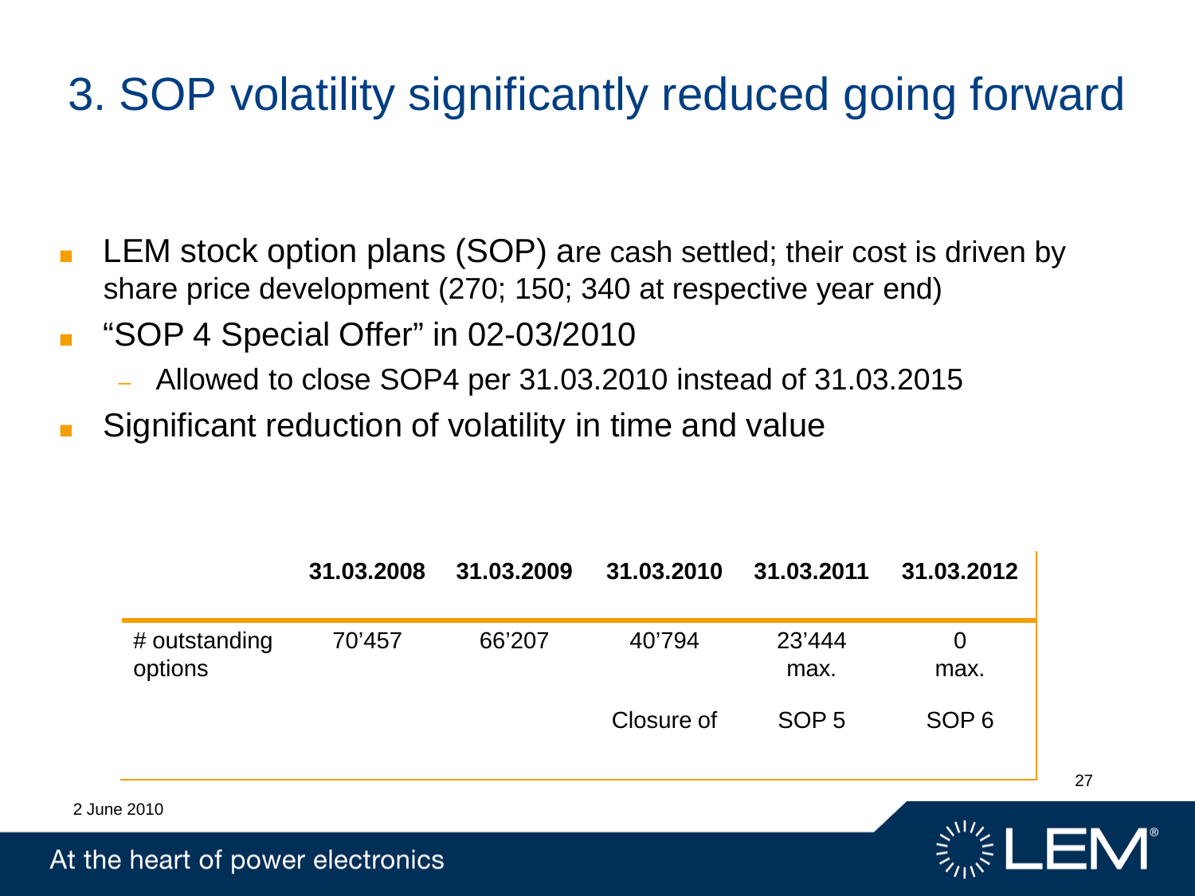# 3. SOP volatility significantly reduced going forward

- LEM stock option plans (SOP) are cash settled; their cost is driven by share price development (270; 150; 340 at respective year end)
- "SOP 4 Special Offer" in 02-03/2010
  - Allowed to close SOP4 per 31.03.2010 instead of 31.03.2015
- Significant reduction of volatility in time and value

| | **31.03.2008** | **31.03.2009** | **31.03.2010** | **31.03.2011** | **31.03.2012** |
|---|---|---|---|---|---|
| # outstanding options | 70'457 | 66'207 | 40'794 | 23'444 max. | 0 max. |
| | | | Closure of | SOP 5 | SOP 6 |

2 June 2010

At the heart of power electronics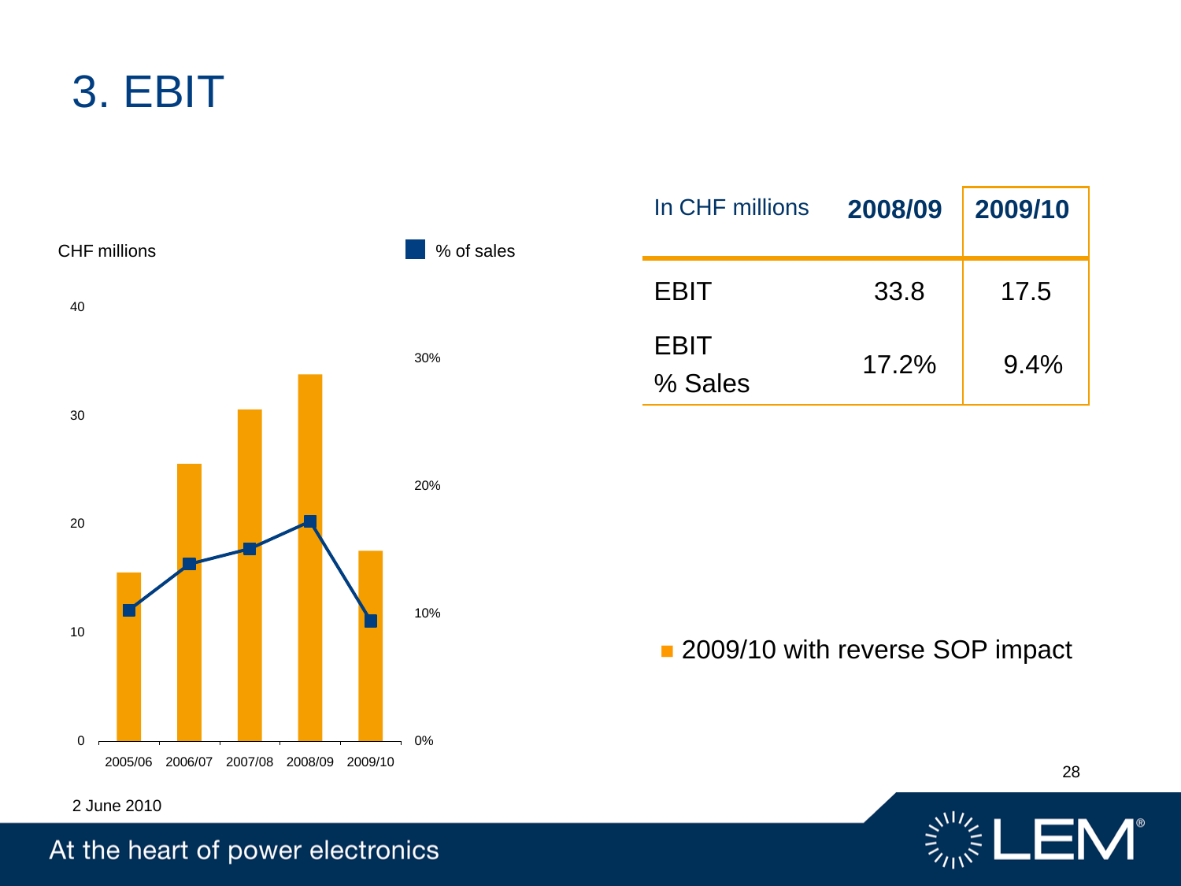# 3. EBIT

CHF millions

% of sales

40

30

20

10

0

30%

20%

10%

0%

2005/06 2006/07 2007/08 2008/09 2009/10

| In CHF millions | 2008/09 | 2009/10 |
|---|---|---|
| EBIT | 33.8 | 17.5 |
| EBIT % Sales | 17.2% | 9.4% |

- 2009/10 with reverse SOP impact

2 June 2010

At the heart of power electronics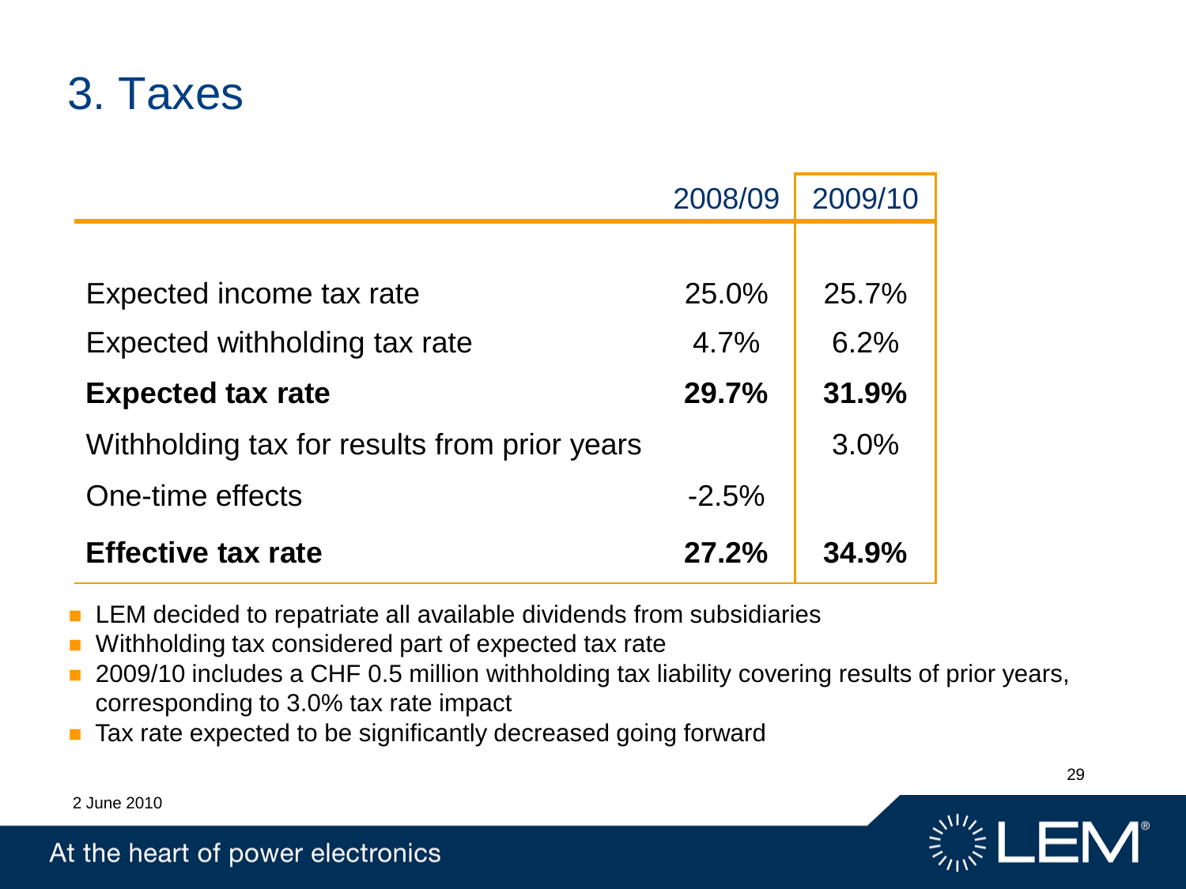# 3. Taxes

| | 2008/09 | 2009/10 |
|---|---|---|
| Expected income tax rate | 25.0% | 25.7% |
| Expected withholding tax rate | 4.7% | 6.2% |
| **Expected tax rate** | **29.7%** | **31.9%** |
| Withholding tax for results from prior years | | 3.0% |
| One-time effects | -2.5% | |
| **Effective tax rate** | **27.2%** | **34.9%** |

- LEM decided to repatriate all available dividends from subsidiaries
- Withholding tax considered part of expected tax rate
- 2009/10 includes a CHF 0.5 million withholding tax liability covering results of prior years, corresponding to 3.0% tax rate impact
- Tax rate expected to be significantly decreased going forward

2 June 2010

At the heart of power electronics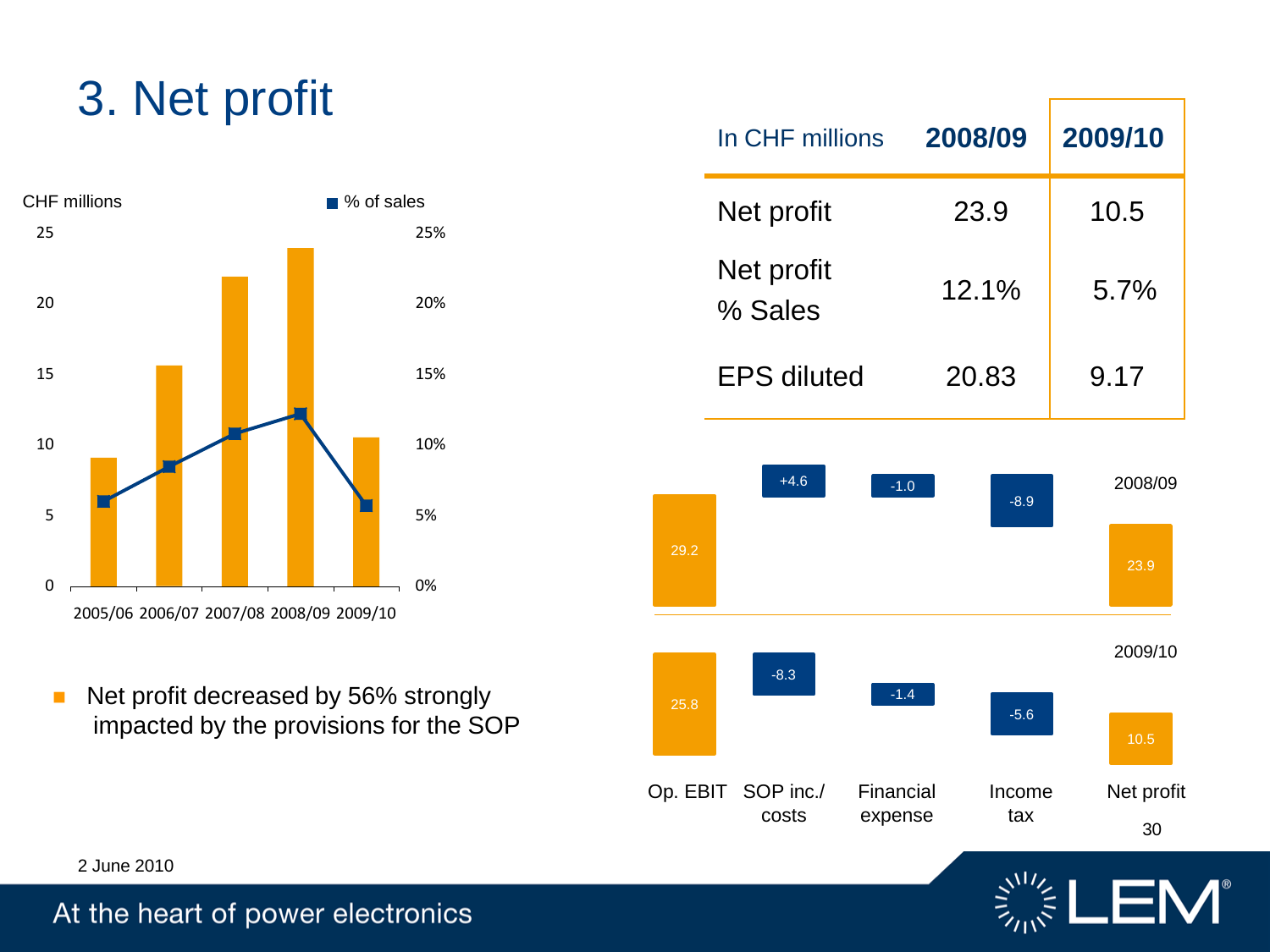# 3. Net profit

CHF millions

% of sales

25
20
15
10
5
0

25%
20%
15%
10%
5%
0%

2005/06 2006/07 2007/08 2008/09 2009/10

- Net profit decreased by 56% strongly impacted by the provisions for the SOP

| In CHF millions | 2008/09 | 2009/10 |
|---|---|---|
| Net profit | 23.9 | 10.5 |
| Net profit % Sales | 12.1% | 5.7% |
| EPS diluted | 20.83 | 9.17 |

2008/09

29.2
+4.6
-1.0
-8.9
23.9

2009/10

25.8
-8.3
-1.4
-5.6
10.5

Op. EBIT
SOP inc./ costs
Financial expense
Income tax
Net profit

2 June 2010

At the heart of power electronics

LEM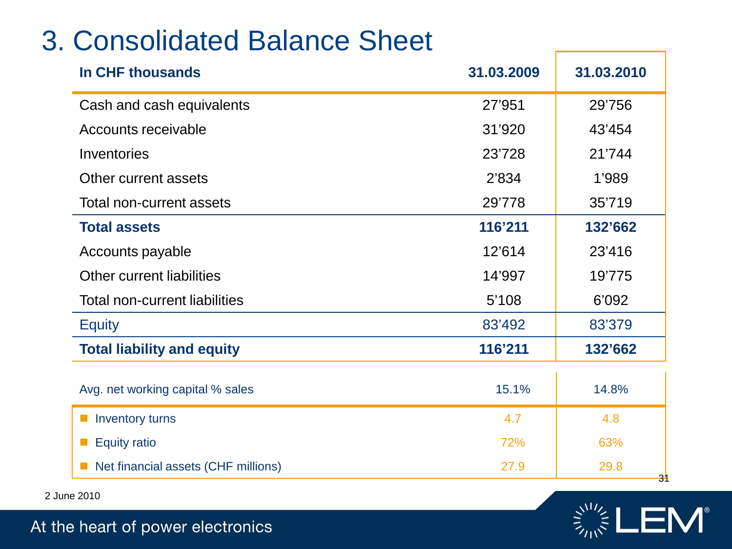# 3. Consolidated Balance Sheet

| In CHF thousands | 31.03.2009 | 31.03.2010 |
|---|---|---|
| Cash and cash equivalents | 27'951 | 29'756 |
| Accounts receivable | 31'920 | 43'454 |
| Inventories | 23'728 | 21'744 |
| Other current assets | 2'834 | 1'989 |
| Total non-current assets | 29'778 | 35'719 |
| **Total assets** | **116'211** | **132'662** |
| Accounts payable | 12'614 | 23'416 |
| Other current liabilities | 14'997 | 19'775 |
| Total non-current liabilities | 5'108 | 6'092 |
| Equity | 83'492 | 83'379 |
| **Total liability and equity** | **116'211** | **132'662** |

| | | |
|---|---|---|
| Avg. net working capital % sales | 15.1% | 14.8% |
| Inventory turns | 4.7 | 4.8 |
| Equity ratio | 72% | 63% |
| Net financial assets (CHF millions) | 27.9 | 29.8 |

2 June 2010

At the heart of power electronics

LEM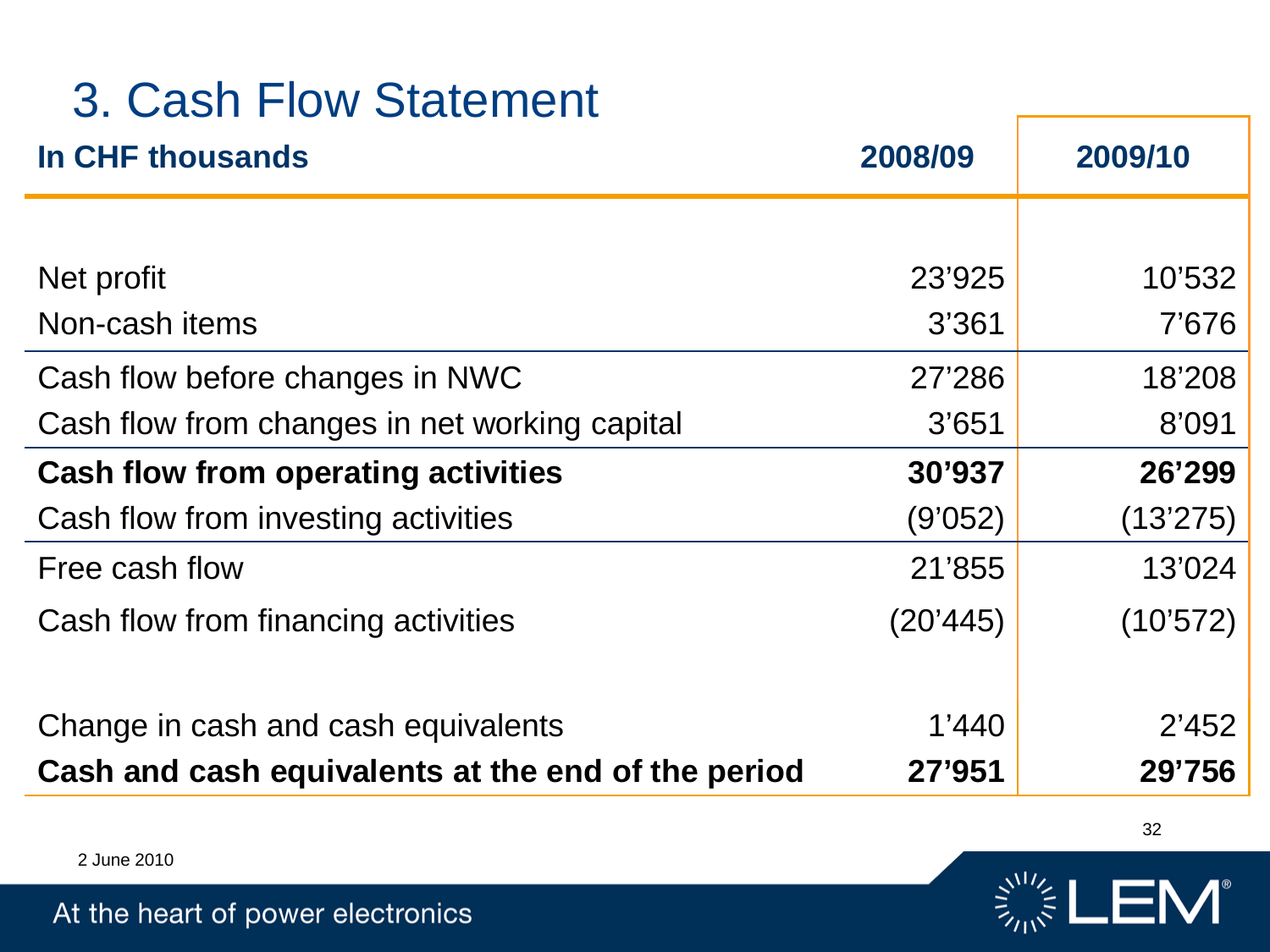# 3. Cash Flow Statement

| In CHF thousands | 2008/09 | 2009/10 |
|---|---|---|
| Net profit | 23’925 | 10’532 |
| Non-cash items | 3’361 | 7’676 |
| Cash flow before changes in NWC | 27’286 | 18’208 |
| Cash flow from changes in net working capital | 3’651 | 8’091 |
| **Cash flow from operating activities** | **30’937** | **26’299** |
| Cash flow from investing activities | (9’052) | (13’275) |
| Free cash flow | 21’855 | 13’024 |
| Cash flow from financing activities | (20’445) | (10’572) |
| Change in cash and cash equivalents | 1’440 | 2’452 |
| **Cash and cash equivalents at the end of the period** | **27’951** | **29’756** |

2 June 2010

At the heart of power electronics

LEM®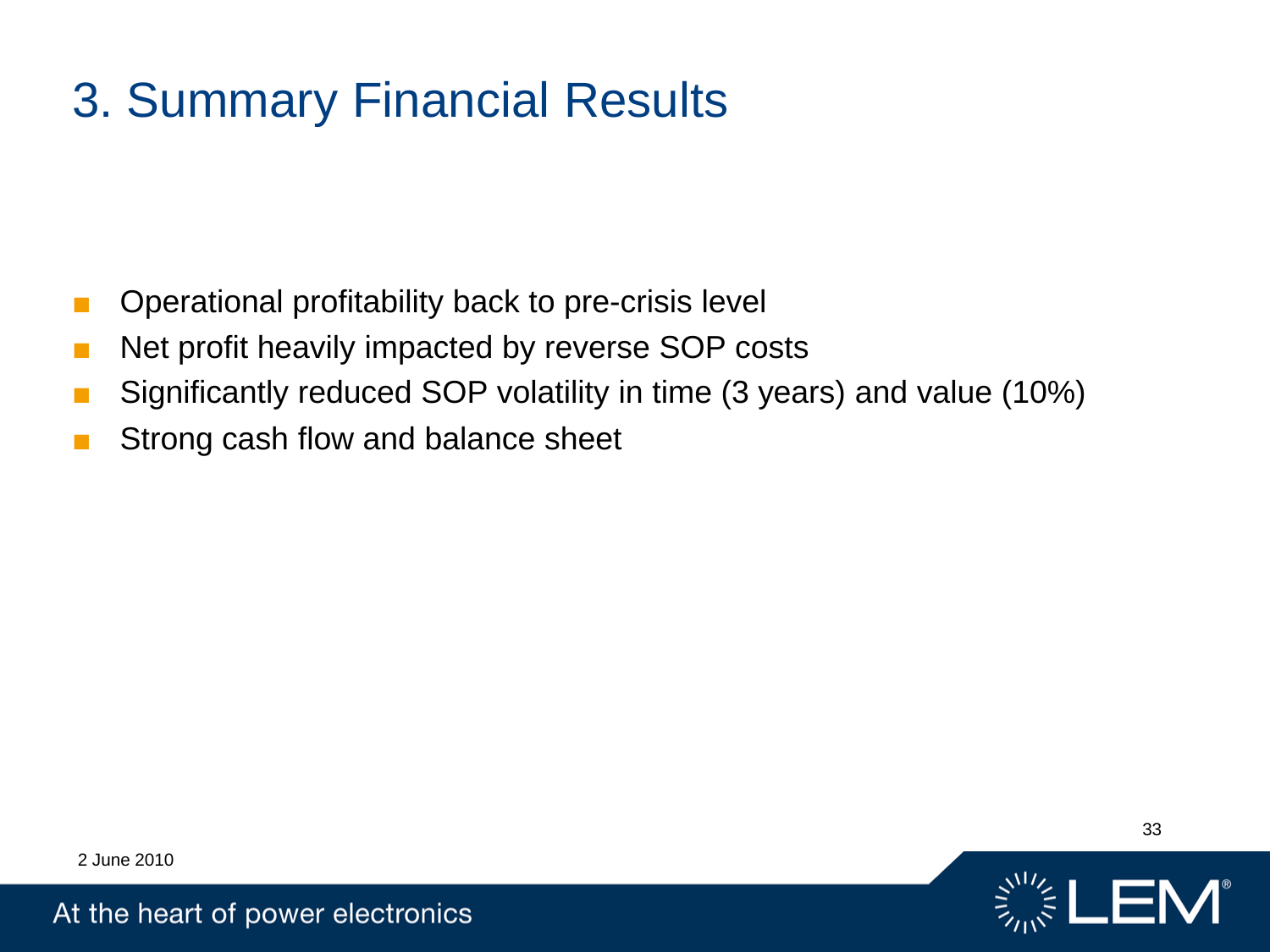# 3. Summary Financial Results

- Operational profitability back to pre-crisis level
- Net profit heavily impacted by reverse SOP costs
- Significantly reduced SOP volatility in time (3 years) and value (10%)
- Strong cash flow and balance sheet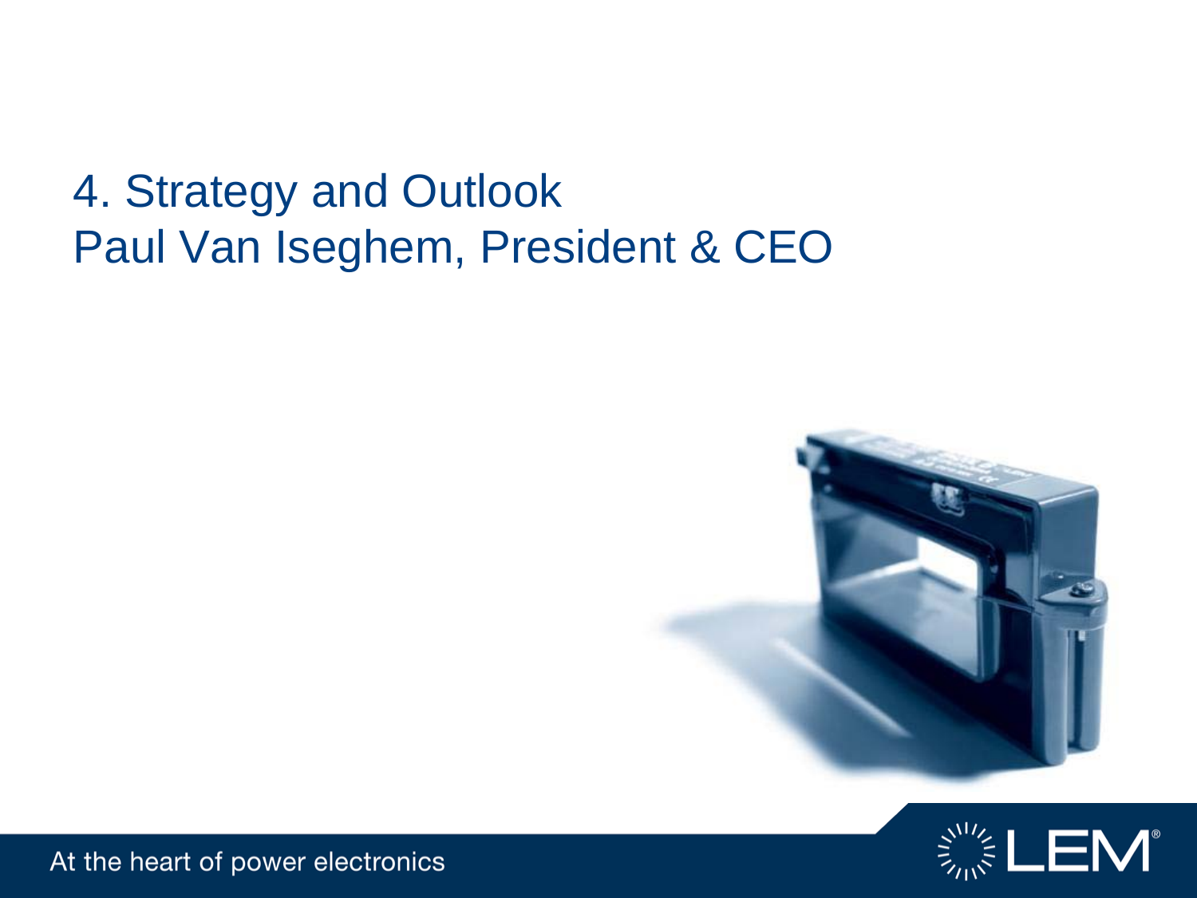# 4. Strategy and Outlook
# Paul Van Iseghem, President & CEO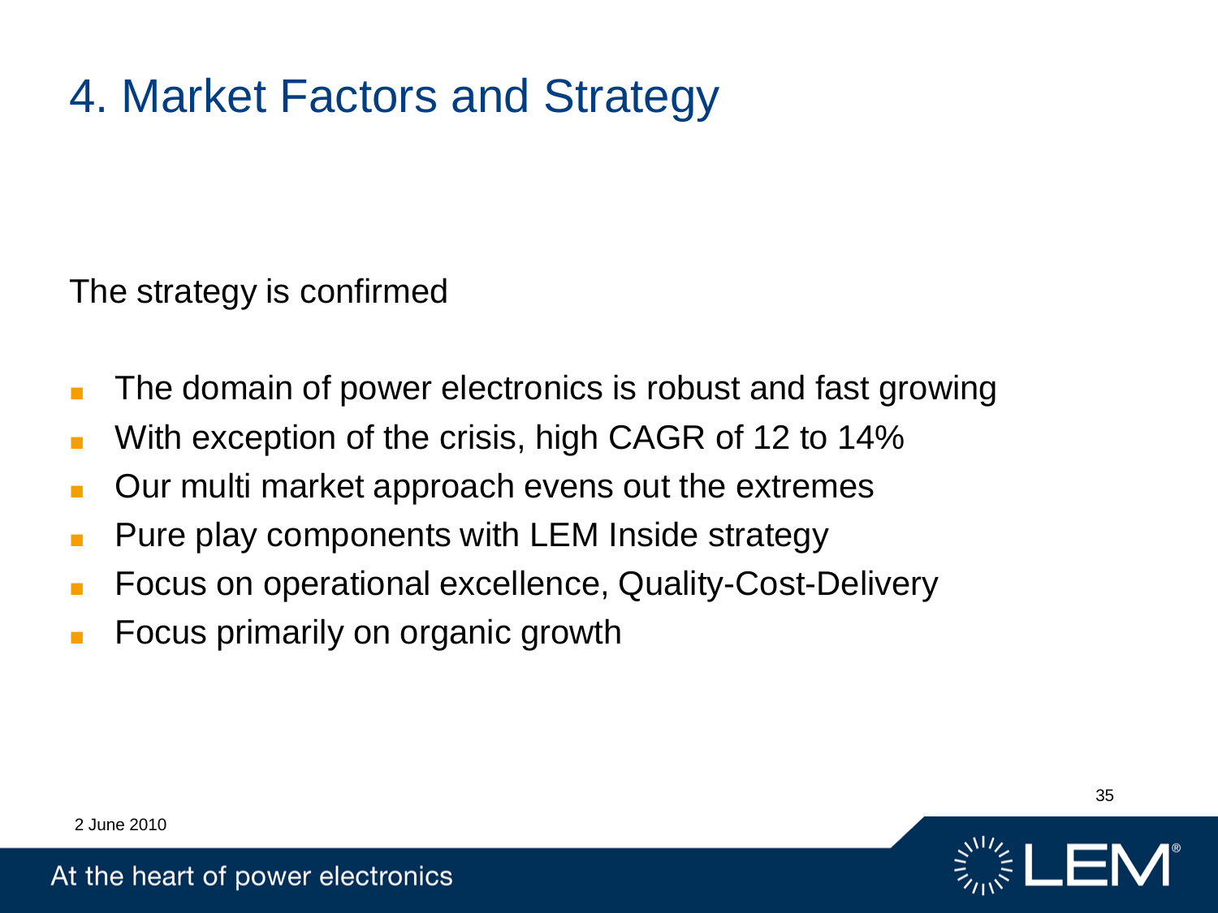# 4. Market Factors and Strategy

The strategy is confirmed

- The domain of power electronics is robust and fast growing
- With exception of the crisis, high CAGR of 12 to 14%
- Our multi market approach evens out the extremes
- Pure play components with LEM Inside strategy
- Focus on operational excellence, Quality-Cost-Delivery
- Focus primarily on organic growth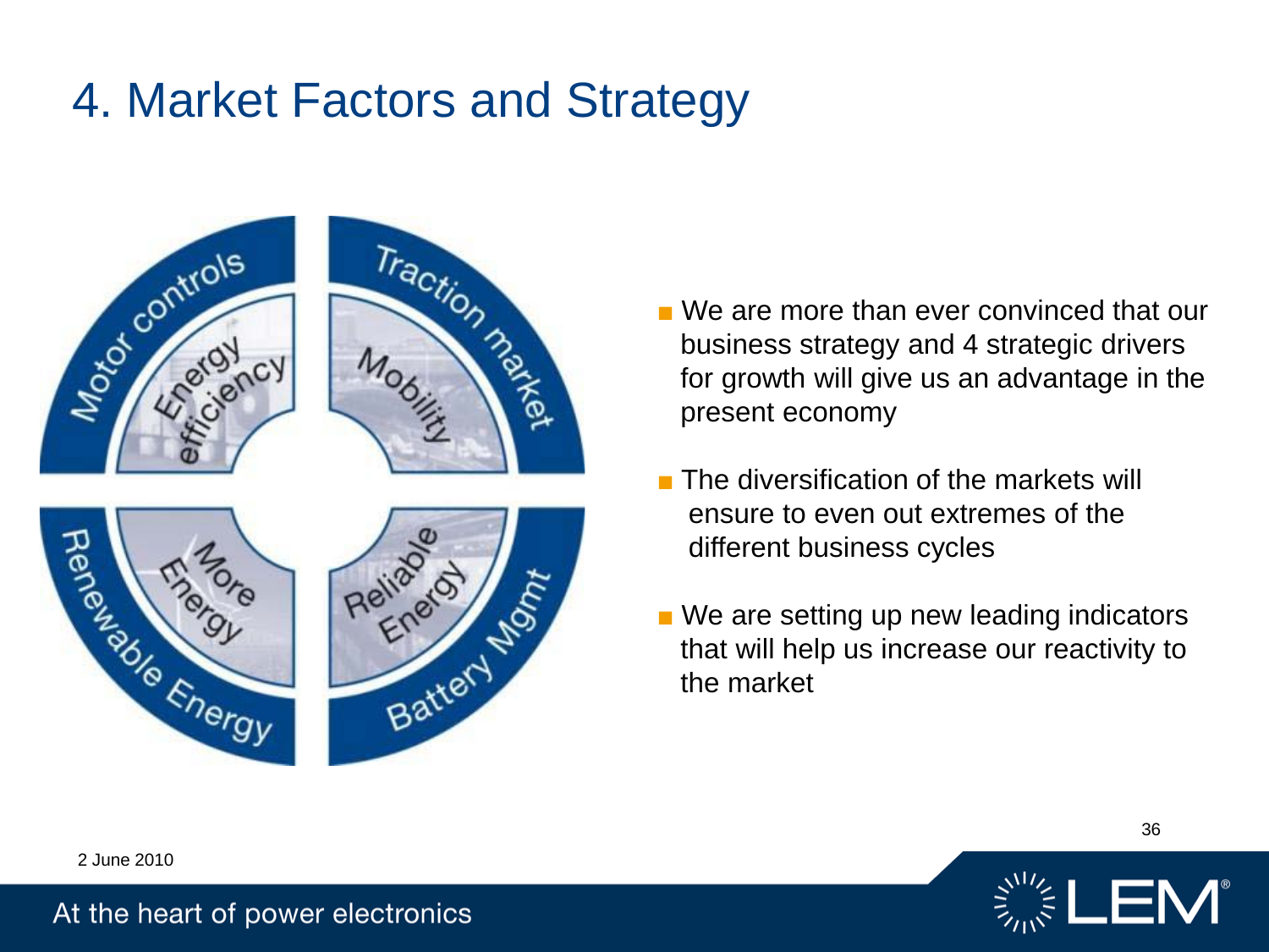# 4. Market Factors and Strategy

Motor controls
Energy efficiency
Traction market
Mobility
Renewable Energy
More Energy
Battery Mgmt
Reliable Energy

- We are more than ever convinced that our business strategy and 4 strategic drivers for growth will give us an advantage in the present economy
- The diversification of the markets will ensure to even out extremes of the different business cycles
- We are setting up new leading indicators that will help us increase our reactivity to the market

2 June 2010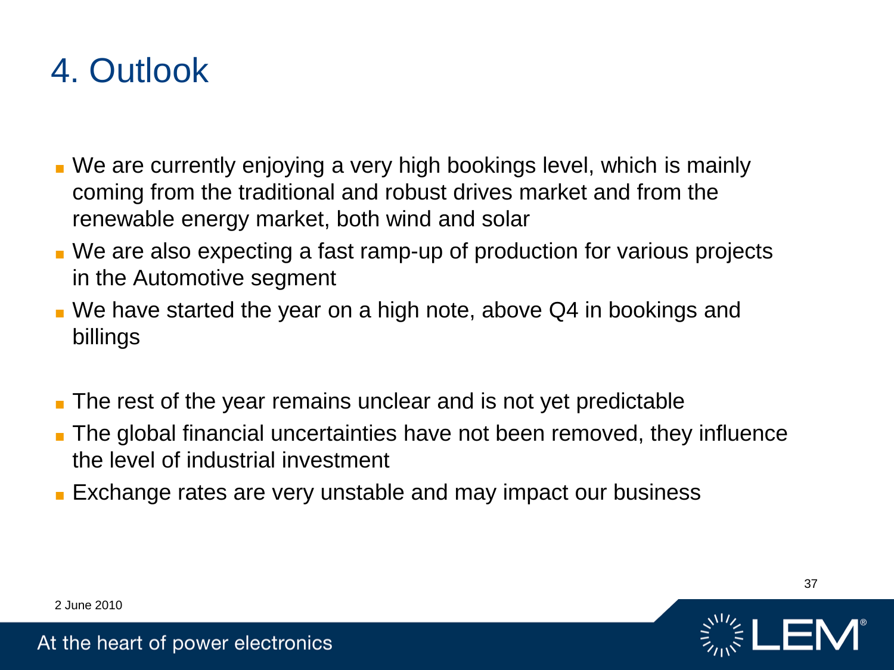# 4. Outlook

- We are currently enjoying a very high bookings level, which is mainly coming from the traditional and robust drives market and from the renewable energy market, both wind and solar
- We are also expecting a fast ramp-up of production for various projects in the Automotive segment
- We have started the year on a high note, above Q4 in bookings and billings

- The rest of the year remains unclear and is not yet predictable
- The global financial uncertainties have not been removed, they influence the level of industrial investment
- Exchange rates are very unstable and may impact our business

2 June 2010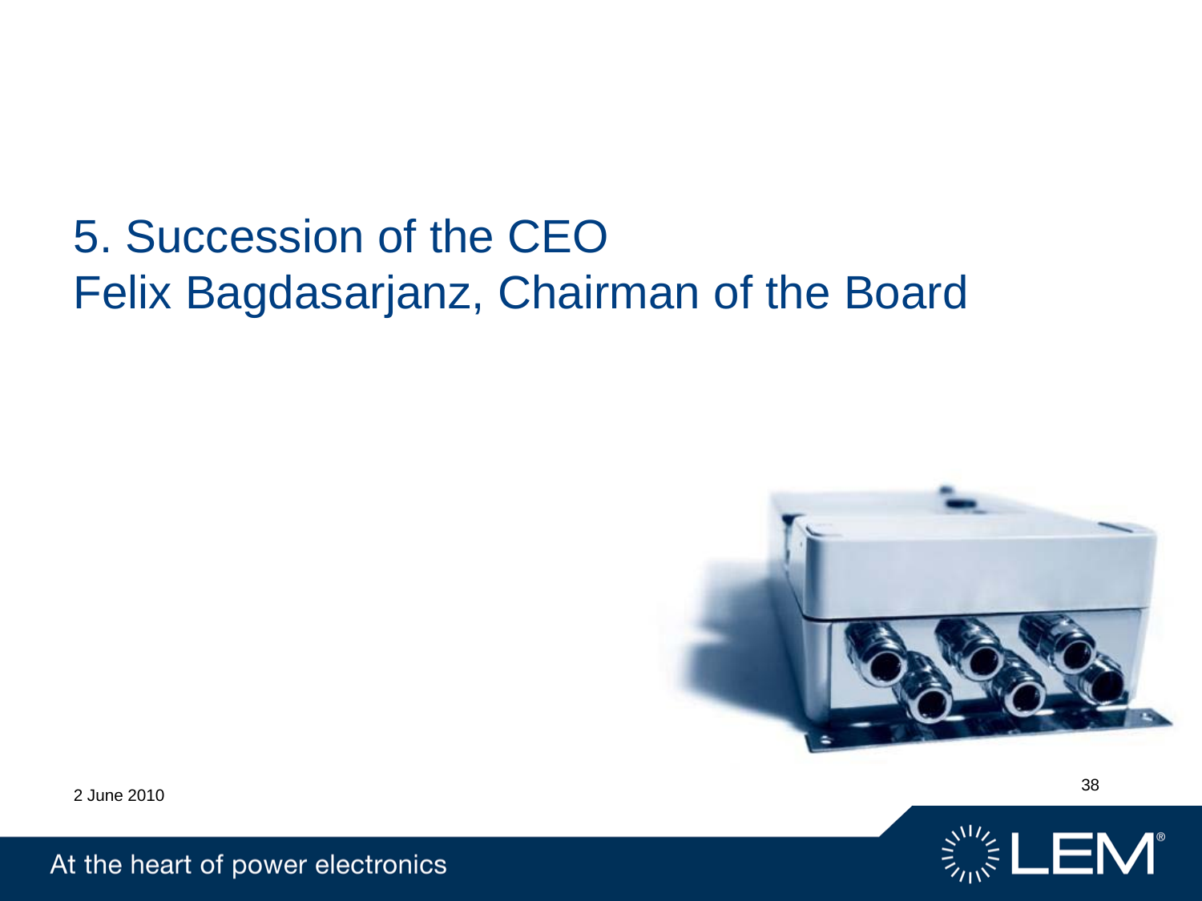# 5. Succession of the CEO
Felix Bagdasarjanz, Chairman of the Board

2 June 2010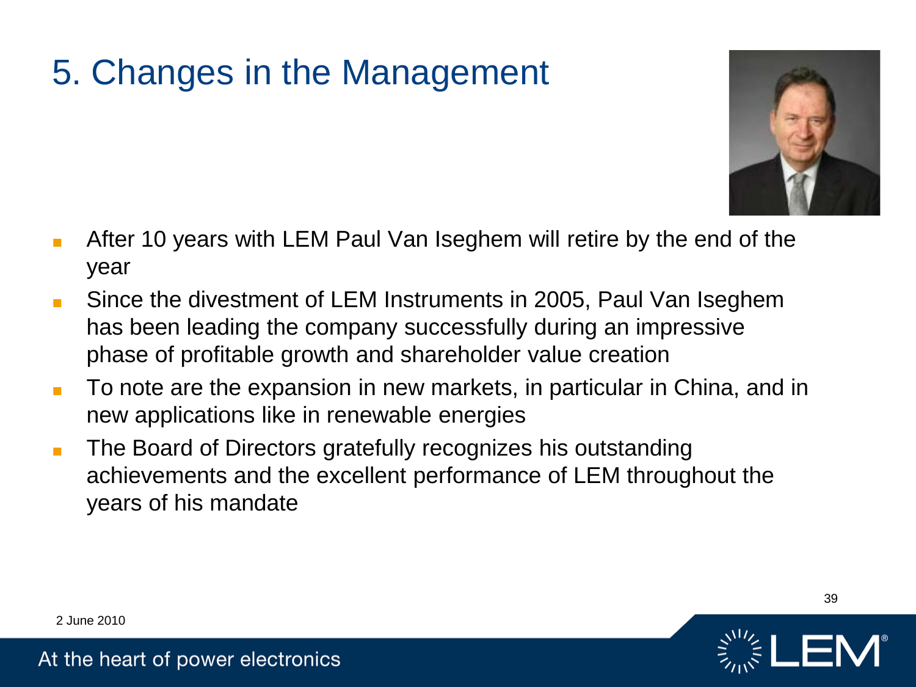# 5. Changes in the Management

- After 10 years with LEM Paul Van Iseghem will retire by the end of the year
- Since the divestment of LEM Instruments in 2005, Paul Van Iseghem has been leading the company successfully during an impressive phase of profitable growth and shareholder value creation
- To note are the expansion in new markets, in particular in China, and in new applications like in renewable energies
- The Board of Directors gratefully recognizes his outstanding achievements and the excellent performance of LEM throughout the years of his mandate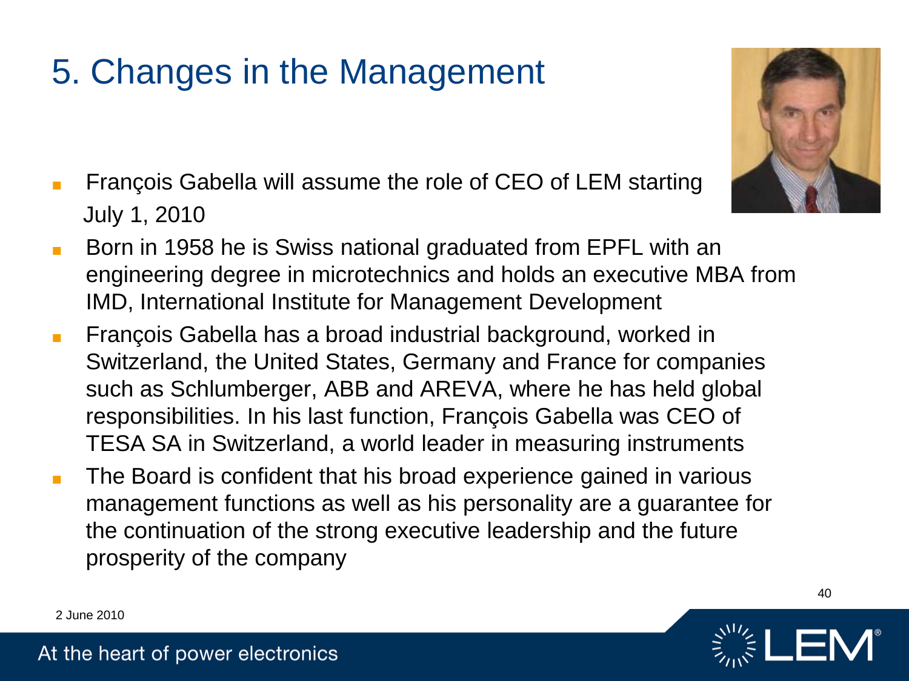# 5. Changes in the Management

- François Gabella will assume the role of CEO of LEM starting July 1, 2010
- Born in 1958 he is Swiss national graduated from EPFL with an engineering degree in microtechnics and holds an executive MBA from IMD, International Institute for Management Development
- François Gabella has a broad industrial background, worked in Switzerland, the United States, Germany and France for companies such as Schlumberger, ABB and AREVA, where he has held global responsibilities. In his last function, François Gabella was CEO of TESA SA in Switzerland, a world leader in measuring instruments
- The Board is confident that his broad experience gained in various management functions as well as his personality are a guarantee for the continuation of the strong executive leadership and the future prosperity of the company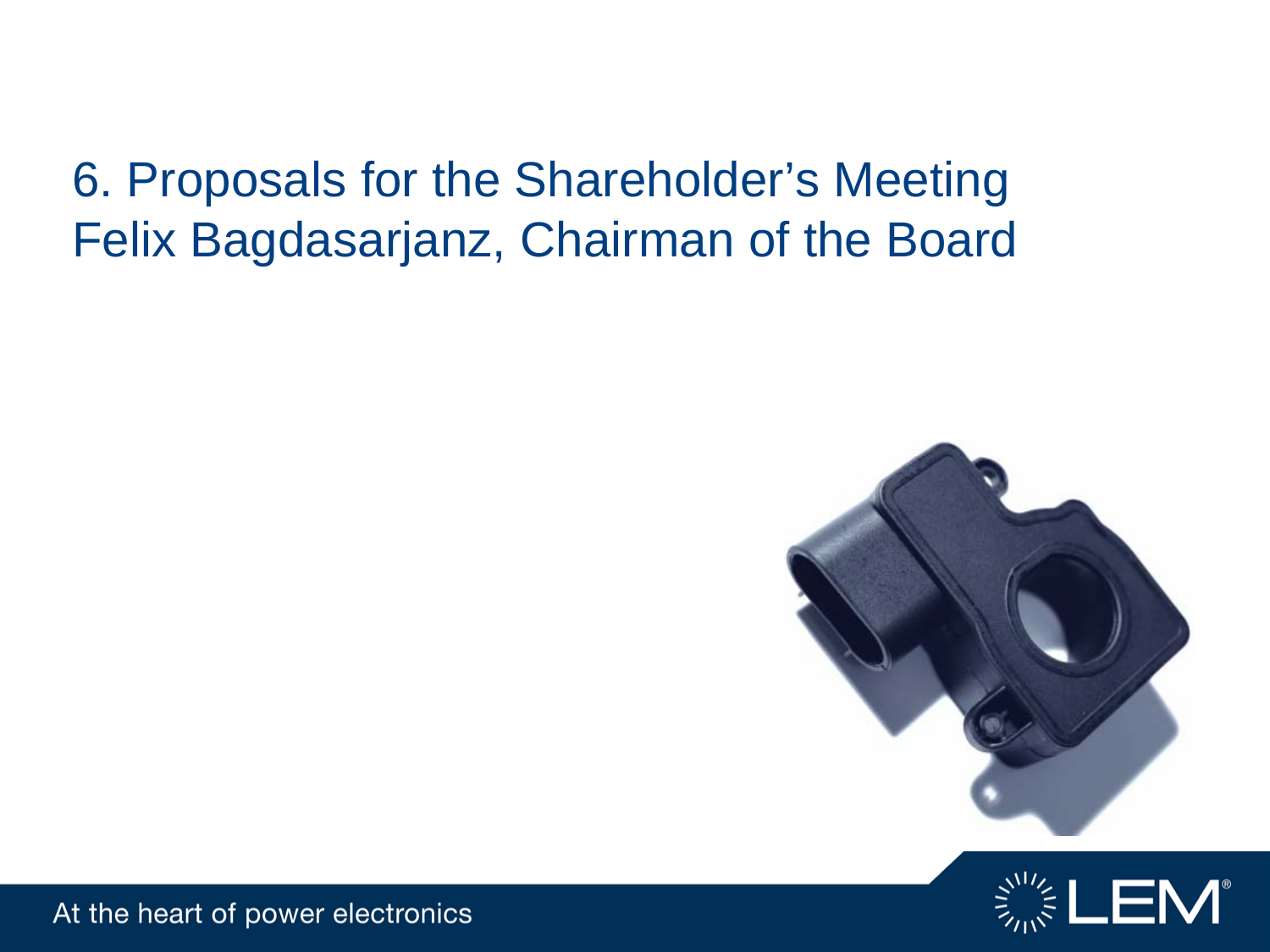# 6. Proposals for the Shareholder's Meeting
Felix Bagdasarjanz, Chairman of the Board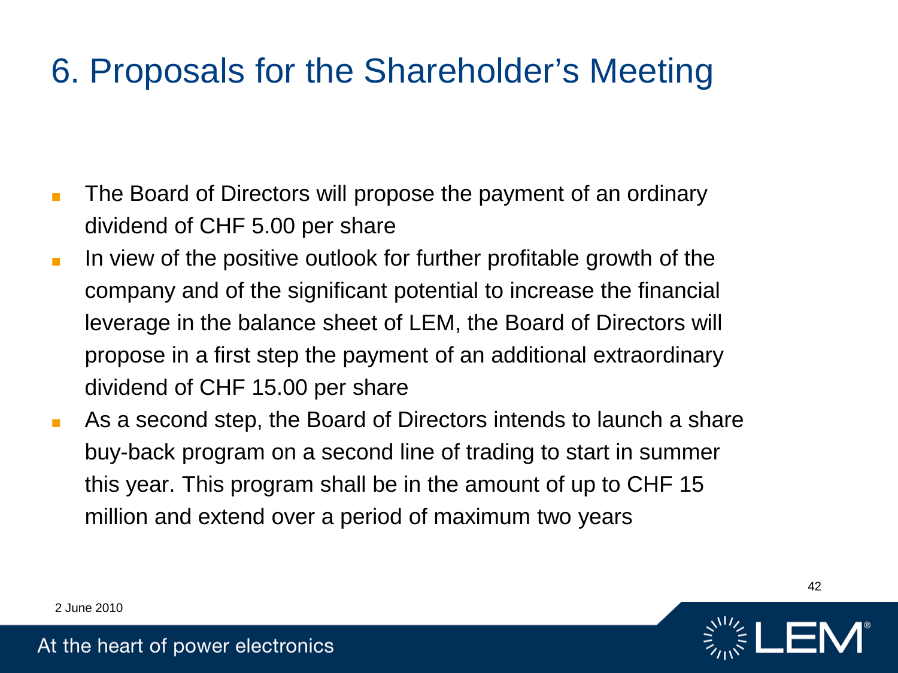# 6. Proposals for the Shareholder's Meeting

- The Board of Directors will propose the payment of an ordinary dividend of CHF 5.00 per share
- In view of the positive outlook for further profitable growth of the company and of the significant potential to increase the financial leverage in the balance sheet of LEM, the Board of Directors will propose in a first step the payment of an additional extraordinary dividend of CHF 15.00 per share
- As a second step, the Board of Directors intends to launch a share buy-back program on a second line of trading to start in summer this year. This program shall be in the amount of up to CHF 15 million and extend over a period of maximum two years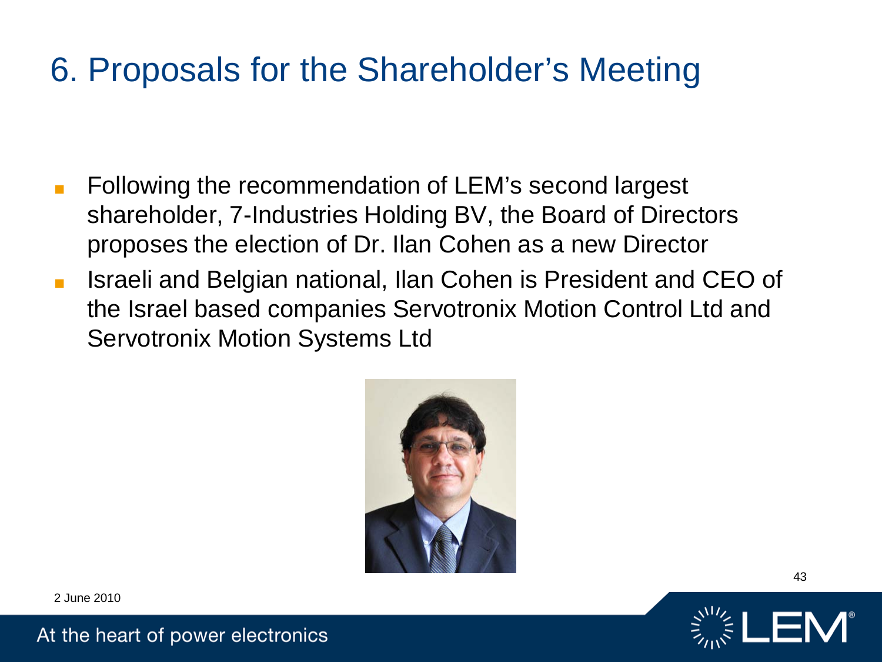# 6. Proposals for the Shareholder's Meeting

- Following the recommendation of LEM's second largest shareholder, 7-Industries Holding BV, the Board of Directors proposes the election of Dr. Ilan Cohen as a new Director
- Israeli and Belgian national, Ilan Cohen is President and CEO of the Israel based companies Servotronix Motion Control Ltd and Servotronix Motion Systems Ltd

2 June 2010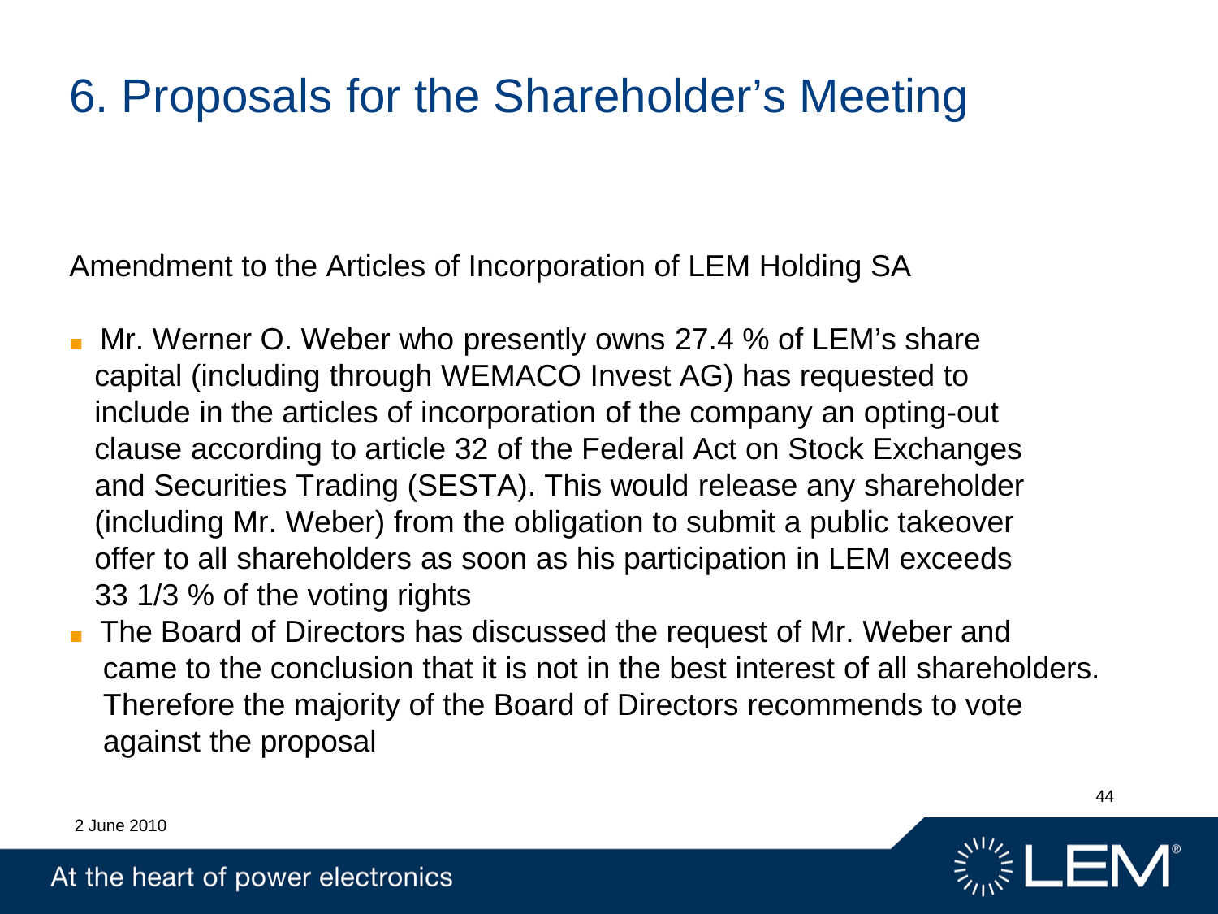# 6. Proposals for the Shareholder's Meeting

Amendment to the Articles of Incorporation of LEM Holding SA

- Mr. Werner O. Weber who presently owns 27.4 % of LEM's share capital (including through WEMACO Invest AG) has requested to include in the articles of incorporation of the company an opting-out clause according to article 32 of the Federal Act on Stock Exchanges and Securities Trading (SESTA). This would release any shareholder (including Mr. Weber) from the obligation to submit a public takeover offer to all shareholders as soon as his participation in LEM exceeds 33 1/3 % of the voting rights
- The Board of Directors has discussed the request of Mr. Weber and came to the conclusion that it is not in the best interest of all shareholders. Therefore the majority of the Board of Directors recommends to vote against the proposal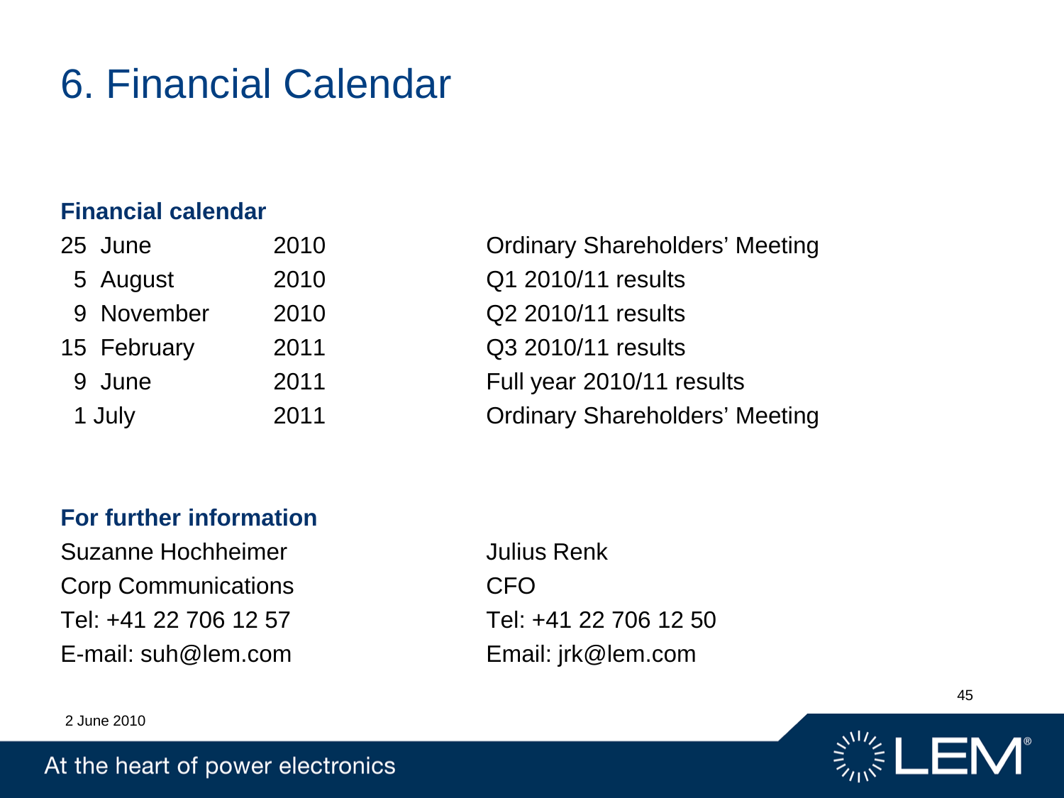# 6. Financial Calendar

### Financial calendar

| | | |
|---|---|---|
| 25 June | 2010 | Ordinary Shareholders' Meeting |
| 5 August | 2010 | Q1 2010/11 results |
| 9 November | 2010 | Q2 2010/11 results |
| 15 February | 2011 | Q3 2010/11 results |
| 9 June | 2011 | Full year 2010/11 results |
| 1 July | 2011 | Ordinary Shareholders' Meeting |

### For further information

Suzanne Hochheimer
Corp Communications
Tel: +41 22 706 12 57
E-mail: suh@lem.com

Julius Renk
CFO
Tel: +41 22 706 12 50
Email: jrk@lem.com

2 June 2010

At the heart of power electronics

LEM